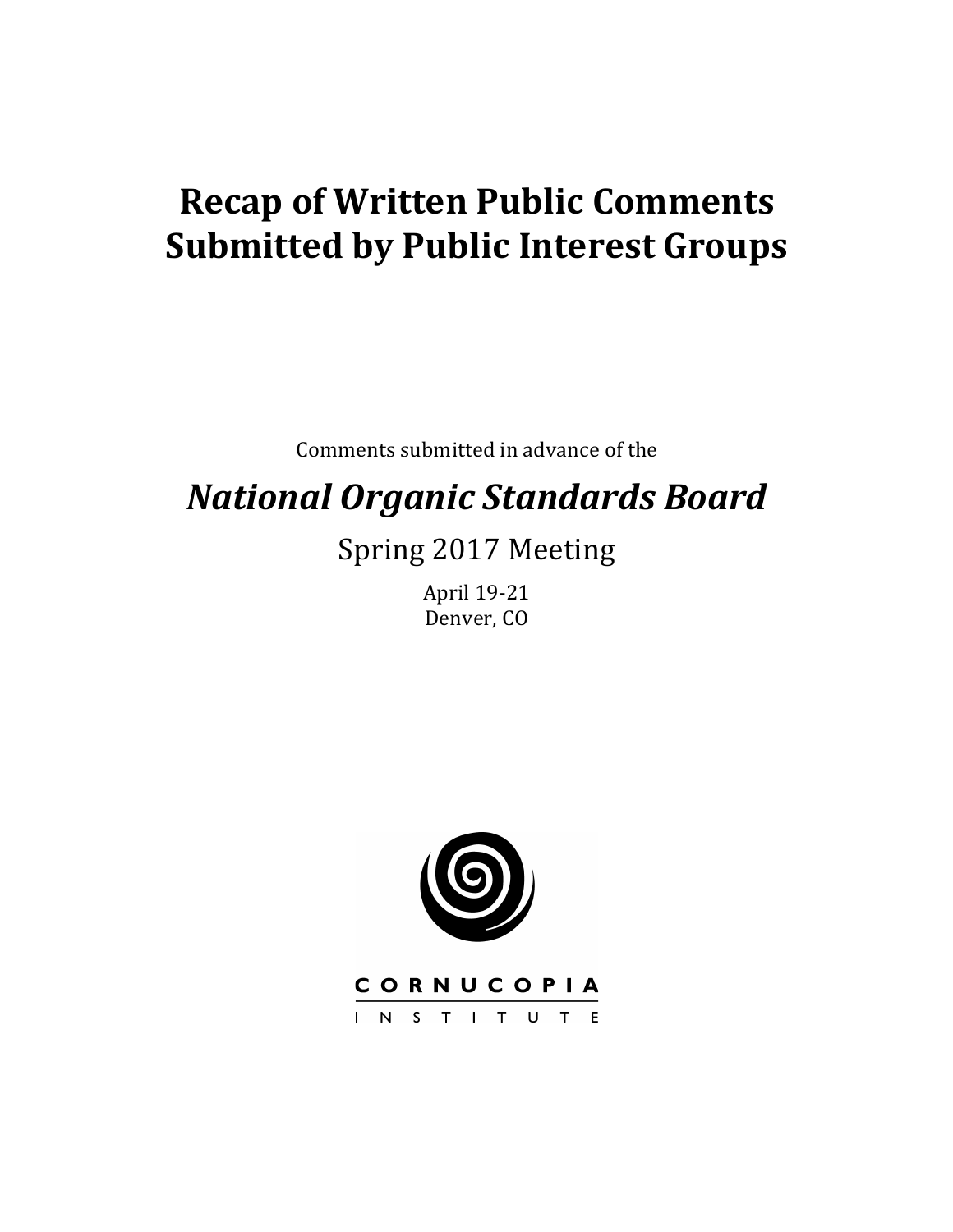# Recap of Written Public Comments Submitted by Public Interest Groups

Comments submitted in advance of the

## *National Organic Standards Board*

Spring 2017 Meeting

April 19-21
Denver, CO

CORNUCOPIA
INSTITUTE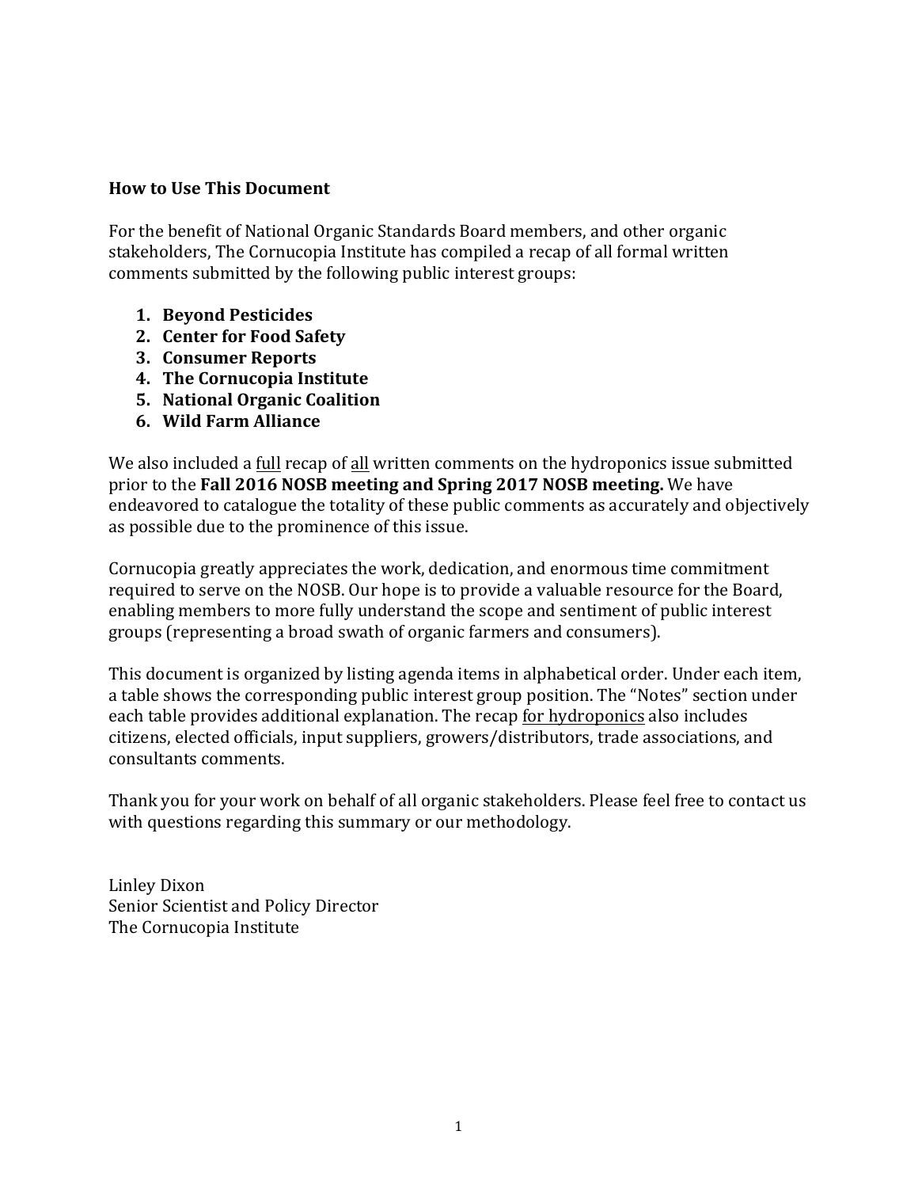**How to Use This Document**

For the benefit of National Organic Standards Board members, and other organic stakeholders, The Cornucopia Institute has compiled a recap of all formal written comments submitted by the following public interest groups:

1. **Beyond Pesticides**
2. **Center for Food Safety**
3. **Consumer Reports**
4. **The Cornucopia Institute**
5. **National Organic Coalition**
6. **Wild Farm Alliance**

We also included a <u>full</u> recap of <u>all</u> written comments on the hydroponics issue submitted prior to the **Fall 2016 NOSB meeting and Spring 2017 NOSB meeting.** We have endeavored to catalogue the totality of these public comments as accurately and objectively as possible due to the prominence of this issue.

Cornucopia greatly appreciates the work, dedication, and enormous time commitment required to serve on the NOSB. Our hope is to provide a valuable resource for the Board, enabling members to more fully understand the scope and sentiment of public interest groups (representing a broad swath of organic farmers and consumers).

This document is organized by listing agenda items in alphabetical order. Under each item, a table shows the corresponding public interest group position. The "Notes" section under each table provides additional explanation. The recap <u>for hydroponics</u> also includes citizens, elected officials, input suppliers, growers/distributors, trade associations, and consultants comments.

Thank you for your work on behalf of all organic stakeholders. Please feel free to contact us with questions regarding this summary or our methodology.

Linley Dixon
Senior Scientist and Policy Director
The Cornucopia Institute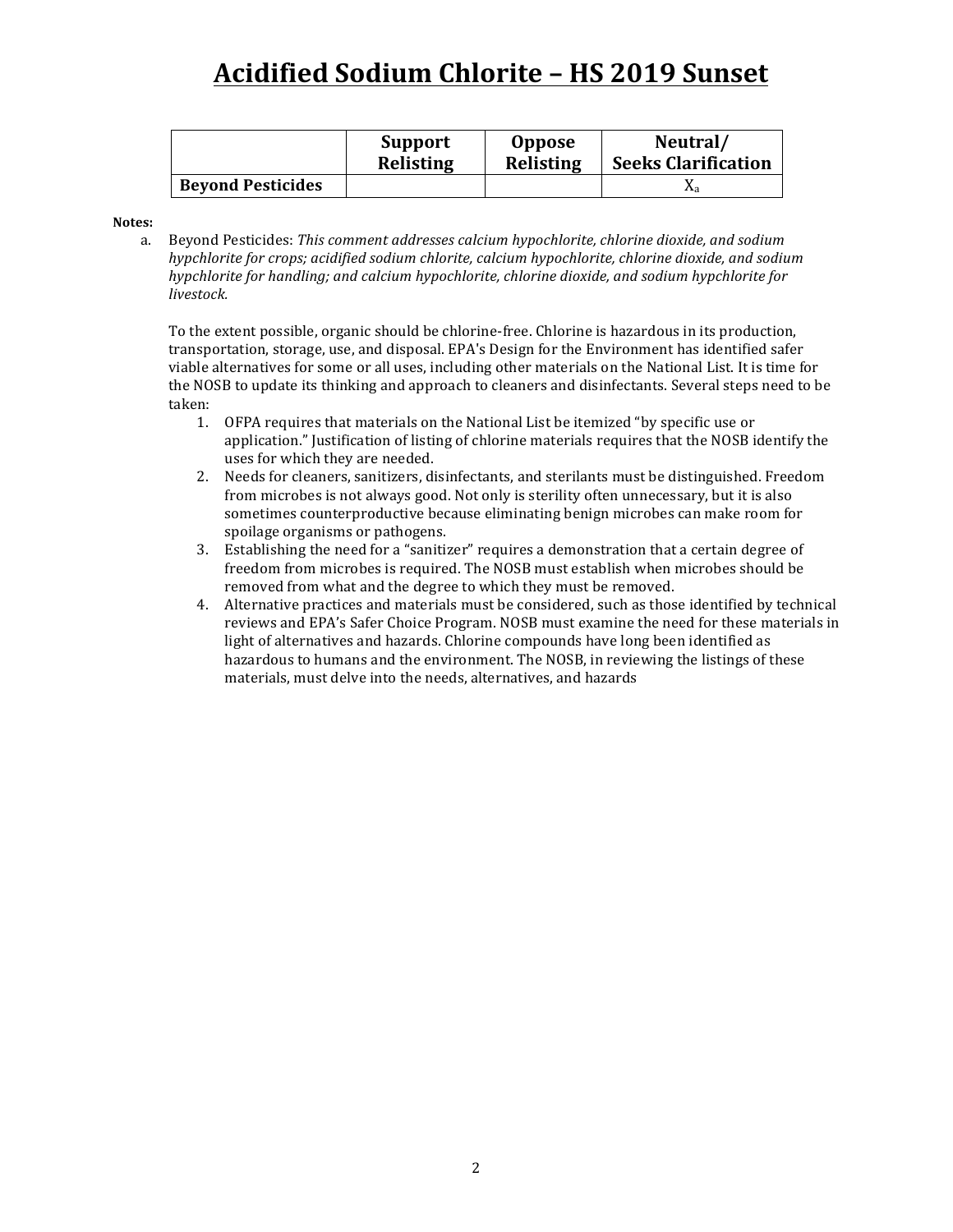# Acidified Sodium Chlorite – HS 2019 Sunset

| | Support Relisting | Oppose Relisting | Neutral/ Seeks Clarification |
|---|---|---|---|
| **Beyond Pesticides** | | | $X_a$ |

**Notes:**

a. Beyond Pesticides: *This comment addresses calcium hypochlorite, chlorine dioxide, and sodium hypchlorite for crops; acidified sodium chlorite, calcium hypochlorite, chlorine dioxide, and sodium hypchlorite for handling; and calcium hypochlorite, chlorine dioxide, and sodium hypchlorite for livestock.*

To the extent possible, organic should be chlorine-free. Chlorine is hazardous in its production, transportation, storage, use, and disposal. EPA's Design for the Environment has identified safer viable alternatives for some or all uses, including other materials on the National List. It is time for the NOSB to update its thinking and approach to cleaners and disinfectants. Several steps need to be taken:

1. OFPA requires that materials on the National List be itemized "by specific use or application." Justification of listing of chlorine materials requires that the NOSB identify the uses for which they are needed.
2. Needs for cleaners, sanitizers, disinfectants, and sterilants must be distinguished. Freedom from microbes is not always good. Not only is sterility often unnecessary, but it is also sometimes counterproductive because eliminating benign microbes can make room for spoilage organisms or pathogens.
3. Establishing the need for a "sanitizer" requires a demonstration that a certain degree of freedom from microbes is required. The NOSB must establish when microbes should be removed from what and the degree to which they must be removed.
4. Alternative practices and materials must be considered, such as those identified by technical reviews and EPA's Safer Choice Program. NOSB must examine the need for these materials in light of alternatives and hazards. Chlorine compounds have long been identified as hazardous to humans and the environment. The NOSB, in reviewing the listings of these materials, must delve into the needs, alternatives, and hazards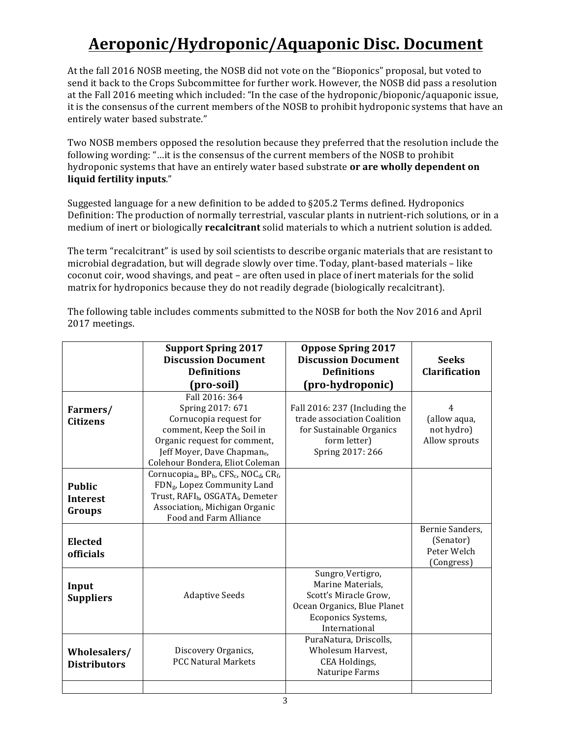# Aeroponic/Hydroponic/Aquaponic Disc. Document

At the fall 2016 NOSB meeting, the NOSB did not vote on the "Bioponics" proposal, but voted to send it back to the Crops Subcommittee for further work. However, the NOSB did pass a resolution at the Fall 2016 meeting which included: "In the case of the hydroponic/bioponic/aquaponic issue, it is the consensus of the current members of the NOSB to prohibit hydroponic systems that have an entirely water based substrate."

Two NOSB members opposed the resolution because they preferred that the resolution include the following wording: "…it is the consensus of the current members of the NOSB to prohibit hydroponic systems that have an entirely water based substrate **or are wholly dependent on liquid fertility inputs**."

Suggested language for a new definition to be added to §205.2 Terms defined. Hydroponics Definition: The production of normally terrestrial, vascular plants in nutrient-rich solutions, or in a medium of inert or biologically **recalcitrant** solid materials to which a nutrient solution is added.

The term "recalcitrant" is used by soil scientists to describe organic materials that are resistant to microbial degradation, but will degrade slowly over time. Today, plant-based materials – like coconut coir, wood shavings, and peat – are often used in place of inert materials for the solid matrix for hydroponics because they do not readily degrade (biologically recalcitrant).

The following table includes comments submitted to the NOSB for both the Nov 2016 and April 2017 meetings.

| | **Support Spring 2017 Discussion Document Definitions (pro-soil)** | **Oppose Spring 2017 Discussion Document Definitions (pro-hydroponic)** | **Seeks Clarification** |
|---|---|---|---|
| **Farmers/ Citizens** | Fall 2016: 364<br>Spring 2017: 671<br>Cornucopia request for comment, Keep the Soil in Organic request for comment, Jeff Moyer, Dave Chapman[e], Colehour Bondera, Eliot Coleman | Fall 2016: 237 (Including the trade association Coalition for Sustainable Organics form letter)<br>Spring 2017: 266 | 4<br>(allow aqua, not hydro)<br>Allow sprouts |
| **Public Interest Groups** | Cornucopia[a], BP[b], CFS[c], NOC[d], CR[f], FDN[g], Lopez Community Land Trust, RAFI[h], OSGATA[i], Demeter Association[j], Michigan Organic Food and Farm Alliance | | |
| **Elected officials** | | | Bernie Sanders, (Senator)<br>Peter Welch (Congress) |
| **Input Suppliers** | Adaptive Seeds | Sungro, Vertigro, Marine Materials, Scott's Miracle Grow, Ocean Organics, Blue Planet Ecoponics Systems, International | |
| **Wholesalers/ Distributors** | Discovery Organics, PCC Natural Markets | PuraNatura, Driscolls, Wholesum Harvest, CEA Holdings, Naturipe Farms | |
| | | | |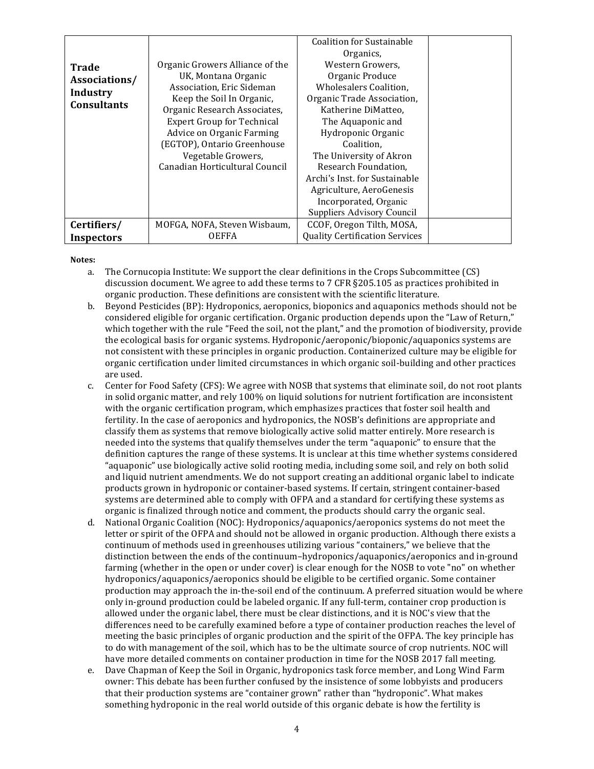| | | | |
|---|---|---|---|
| **Trade Associations/ Industry Consultants** | Organic Growers Alliance of the UK, Montana Organic Association, Eric Sideman Keep the Soil In Organic, Organic Research Associates, Expert Group for Technical Advice on Organic Farming (EGTOP), Ontario Greenhouse Vegetable Growers, Canadian Horticultural Council | Coalition for Sustainable Organics, Western Growers, Organic Produce Wholesalers Coalition, Organic Trade Association, Katherine DiMatteo, The Aquaponic and Hydroponic Organic Coalition, The University of Akron Research Foundation, Archi's Inst. for Sustainable Agriculture, AeroGenesis Incorporated, Organic Suppliers Advisory Council | |
| **Certifiers/ Inspectors** | MOFGA, NOFA, Steven Wisbaum, OEFFA | CCOF, Oregon Tilth, MOSA, Quality Certification Services | |

**Notes:**

a. The Cornucopia Institute: We support the clear definitions in the Crops Subcommittee (CS) discussion document. We agree to add these terms to 7 CFR §205.105 as practices prohibited in organic production. These definitions are consistent with the scientific literature.

b. Beyond Pesticides (BP): Hydroponics, aeroponics, bioponics and aquaponics methods should not be considered eligible for organic certification. Organic production depends upon the "Law of Return," which together with the rule "Feed the soil, not the plant," and the promotion of biodiversity, provide the ecological basis for organic systems. Hydroponic/aeroponic/bioponic/aquaponics systems are not consistent with these principles in organic production. Containerized culture may be eligible for organic certification under limited circumstances in which organic soil-building and other practices are used.

c. Center for Food Safety (CFS): We agree with NOSB that systems that eliminate soil, do not root plants in solid organic matter, and rely 100% on liquid solutions for nutrient fortification are inconsistent with the organic certification program, which emphasizes practices that foster soil health and fertility. In the case of aeroponics and hydroponics, the NOSB's definitions are appropriate and classify them as systems that remove biologically active solid matter entirely. More research is needed into the systems that qualify themselves under the term "aquaponic" to ensure that the definition captures the range of these systems. It is unclear at this time whether systems considered "aquaponic" use biologically active solid rooting media, including some soil, and rely on both solid and liquid nutrient amendments. We do not support creating an additional organic label to indicate products grown in hydroponic or container-based systems. If certain, stringent container-based systems are determined able to comply with OFPA and a standard for certifying these systems as organic is finalized through notice and comment, the products should carry the organic seal.

d. National Organic Coalition (NOC): Hydroponics/aquaponics/aeroponics systems do not meet the letter or spirit of the OFPA and should not be allowed in organic production. Although there exists a continuum of methods used in greenhouses utilizing various "containers," we believe that the distinction between the ends of the continuum–hydroponics/aquaponics/aeroponics and in-ground farming (whether in the open or under cover) is clear enough for the NOSB to vote "no" on whether hydroponics/aquaponics/aeroponics should be eligible to be certified organic. Some container production may approach the in-the-soil end of the continuum. A preferred situation would be where only in-ground production could be labeled organic. If any full-term, container crop production is allowed under the organic label, there must be clear distinctions, and it is NOC's view that the differences need to be carefully examined before a type of container production reaches the level of meeting the basic principles of organic production and the spirit of the OFPA. The key principle has to do with management of the soil, which has to be the ultimate source of crop nutrients. NOC will have more detailed comments on container production in time for the NOSB 2017 fall meeting.

e. Dave Chapman of Keep the Soil in Organic, hydroponics task force member, and Long Wind Farm owner: This debate has been further confused by the insistence of some lobbyists and producers that their production systems are "container grown" rather than "hydroponic". What makes something hydroponic in the real world outside of this organic debate is how the fertility is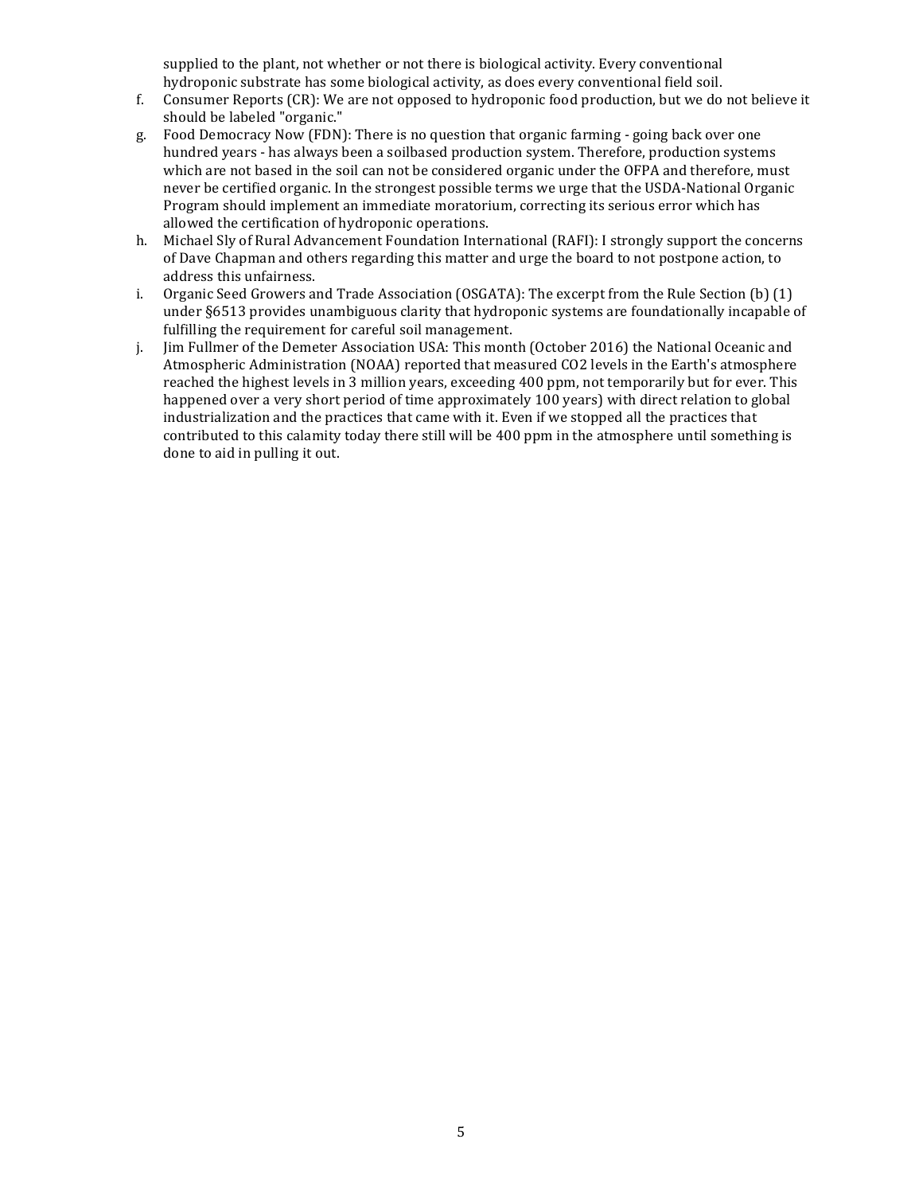supplied to the plant, not whether or not there is biological activity. Every conventional hydroponic substrate has some biological activity, as does every conventional field soil.

f. Consumer Reports (CR): We are not opposed to hydroponic food production, but we do not believe it should be labeled "organic."
g. Food Democracy Now (FDN): There is no question that organic farming - going back over one hundred years - has always been a soilbased production system. Therefore, production systems which are not based in the soil can not be considered organic under the OFPA and therefore, must never be certified organic. In the strongest possible terms we urge that the USDA-National Organic Program should implement an immediate moratorium, correcting its serious error which has allowed the certification of hydroponic operations.
h. Michael Sly of Rural Advancement Foundation International (RAFI): I strongly support the concerns of Dave Chapman and others regarding this matter and urge the board to not postpone action, to address this unfairness.
i. Organic Seed Growers and Trade Association (OSGATA): The excerpt from the Rule Section (b) (1) under §6513 provides unambiguous clarity that hydroponic systems are foundationally incapable of fulfilling the requirement for careful soil management.
j. Jim Fullmer of the Demeter Association USA: This month (October 2016) the National Oceanic and Atmospheric Administration (NOAA) reported that measured $CO_2$ levels in the Earth's atmosphere reached the highest levels in 3 million years, exceeding 400 ppm, not temporarily but for ever. This happened over a very short period of time approximately 100 years) with direct relation to global industrialization and the practices that came with it. Even if we stopped all the practices that contributed to this calamity today there still will be 400 ppm in the atmosphere until something is done to aid in pulling it out.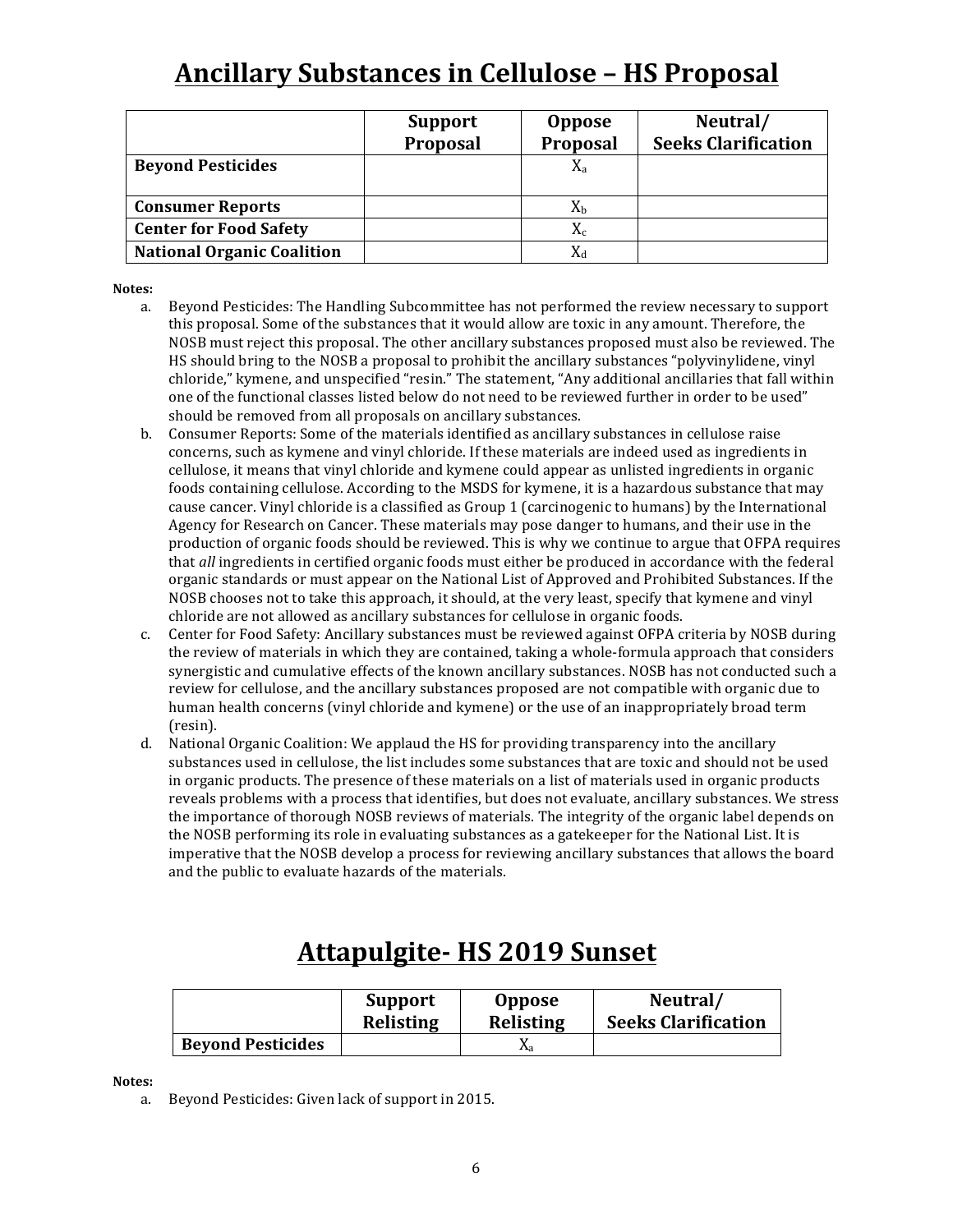# Ancillary Substances in Cellulose – HS Proposal

| | Support Proposal | Oppose Proposal | Neutral/ Seeks Clarification |
|---|---|---|---|
| **Beyond Pesticides** | | $X_a$ | |
| **Consumer Reports** | | $X_b$ | |
| **Center for Food Safety** | | $X_c$ | |
| **National Organic Coalition** | | $X_d$ | |

**Notes:**

a. Beyond Pesticides: The Handling Subcommittee has not performed the review necessary to support this proposal. Some of the substances that it would allow are toxic in any amount. Therefore, the NOSB must reject this proposal. The other ancillary substances proposed must also be reviewed. The HS should bring to the NOSB a proposal to prohibit the ancillary substances "polyvinylidene, vinyl chloride," kymene, and unspecified "resin." The statement, "Any additional ancillaries that fall within one of the functional classes listed below do not need to be reviewed further in order to be used" should be removed from all proposals on ancillary substances.

b. Consumer Reports: Some of the materials identified as ancillary substances in cellulose raise concerns, such as kymene and vinyl chloride. If these materials are indeed used as ingredients in cellulose, it means that vinyl chloride and kymene could appear as unlisted ingredients in organic foods containing cellulose. According to the MSDS for kymene, it is a hazardous substance that may cause cancer. Vinyl chloride is a classified as Group 1 (carcinogenic to humans) by the International Agency for Research on Cancer. These materials may pose danger to humans, and their use in the production of organic foods should be reviewed. This is why we continue to argue that OFPA requires that *all* ingredients in certified organic foods must either be produced in accordance with the federal organic standards or must appear on the National List of Approved and Prohibited Substances. If the NOSB chooses not to take this approach, it should, at the very least, specify that kymene and vinyl chloride are not allowed as ancillary substances for cellulose in organic foods.

c. Center for Food Safety: Ancillary substances must be reviewed against OFPA criteria by NOSB during the review of materials in which they are contained, taking a whole-formula approach that considers synergistic and cumulative effects of the known ancillary substances. NOSB has not conducted such a review for cellulose, and the ancillary substances proposed are not compatible with organic due to human health concerns (vinyl chloride and kymene) or the use of an inappropriately broad term (resin).

d. National Organic Coalition: We applaud the HS for providing transparency into the ancillary substances used in cellulose, the list includes some substances that are toxic and should not be used in organic products. The presence of these materials on a list of materials used in organic products reveals problems with a process that identifies, but does not evaluate, ancillary substances. We stress the importance of thorough NOSB reviews of materials. The integrity of the organic label depends on the NOSB performing its role in evaluating substances as a gatekeeper for the National List. It is imperative that the NOSB develop a process for reviewing ancillary substances that allows the board and the public to evaluate hazards of the materials.

# Attapulgite- HS 2019 Sunset

| | Support Relisting | Oppose Relisting | Neutral/ Seeks Clarification |
|---|---|---|---|
| **Beyond Pesticides** | | $X_a$ | |

**Notes:**

a. Beyond Pesticides: Given lack of support in 2015.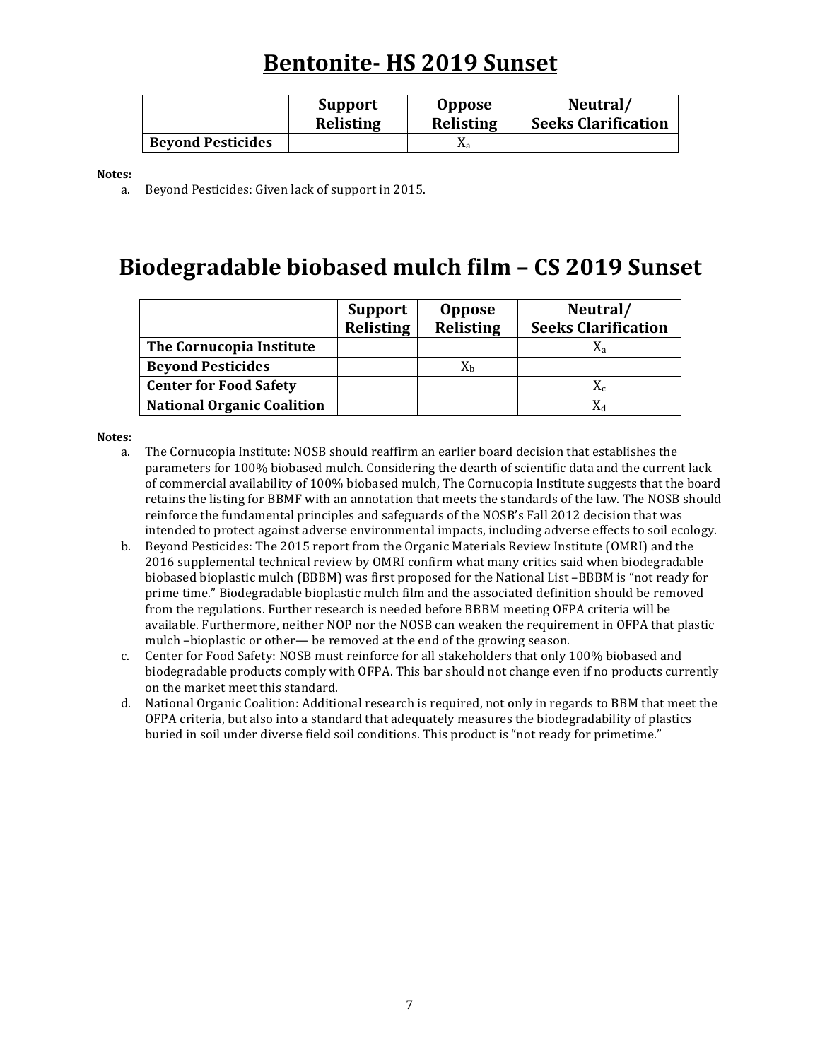# Bentonite- HS 2019 Sunset

| | Support Relisting | Oppose Relisting | Neutral/ Seeks Clarification |
|---|---|---|---|
| **Beyond Pesticides** | | $X_a$ | |

**Notes:**

a. Beyond Pesticides: Given lack of support in 2015.

# Biodegradable biobased mulch film – CS 2019 Sunset

| | Support Relisting | Oppose Relisting | Neutral/ Seeks Clarification |
|---|---|---|---|
| **The Cornucopia Institute** | | | $X_a$ |
| **Beyond Pesticides** | | $X_b$ | |
| **Center for Food Safety** | | | $X_c$ |
| **National Organic Coalition** | | | $X_d$ |

**Notes:**

a. The Cornucopia Institute: NOSB should reaffirm an earlier board decision that establishes the parameters for 100% biobased mulch. Considering the dearth of scientific data and the current lack of commercial availability of 100% biobased mulch, The Cornucopia Institute suggests that the board retains the listing for BBMF with an annotation that meets the standards of the law. The NOSB should reinforce the fundamental principles and safeguards of the NOSB's Fall 2012 decision that was intended to protect against adverse environmental impacts, including adverse effects to soil ecology.

b. Beyond Pesticides: The 2015 report from the Organic Materials Review Institute (OMRI) and the 2016 supplemental technical review by OMRI confirm what many critics said when biodegradable biobased bioplastic mulch (BBBM) was first proposed for the National List –BBBM is "not ready for prime time." Biodegradable bioplastic mulch film and the associated definition should be removed from the regulations. Further research is needed before BBBM meeting OFPA criteria will be available. Furthermore, neither NOP nor the NOSB can weaken the requirement in OFPA that plastic mulch –bioplastic or other— be removed at the end of the growing season.

c. Center for Food Safety: NOSB must reinforce for all stakeholders that only 100% biobased and biodegradable products comply with OFPA. This bar should not change even if no products currently on the market meet this standard.

d. National Organic Coalition: Additional research is required, not only in regards to BBM that meet the OFPA criteria, but also into a standard that adequately measures the biodegradability of plastics buried in soil under diverse field soil conditions. This product is "not ready for primetime."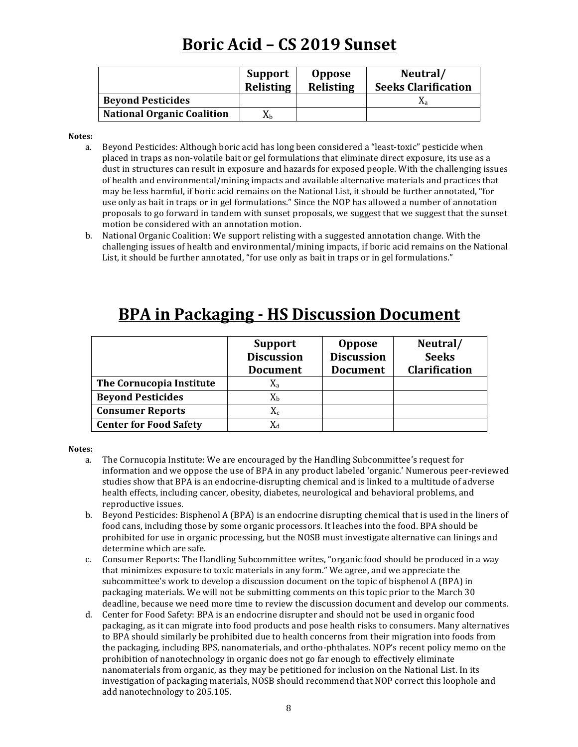# Boric Acid – CS 2019 Sunset

| | Support Relisting | Oppose Relisting | Neutral/ Seeks Clarification |
|---|---|---|---|
| **Beyond Pesticides** | | | $X_a$ |
| **National Organic Coalition** | $X_b$ | | |

**Notes:**

a. Beyond Pesticides: Although boric acid has long been considered a "least-toxic" pesticide when placed in traps as non-volatile bait or gel formulations that eliminate direct exposure, its use as a dust in structures can result in exposure and hazards for exposed people. With the challenging issues of health and environmental/mining impacts and available alternative materials and practices that may be less harmful, if boric acid remains on the National List, it should be further annotated, "for use only as bait in traps or in gel formulations." Since the NOP has allowed a number of annotation proposals to go forward in tandem with sunset proposals, we suggest that we suggest that the sunset motion be considered with an annotation motion.

b. National Organic Coalition: We support relisting with a suggested annotation change. With the challenging issues of health and environmental/mining impacts, if boric acid remains on the National List, it should be further annotated, "for use only as bait in traps or in gel formulations."

# BPA in Packaging - HS Discussion Document

| | Support Discussion Document | Oppose Discussion Document | Neutral/ Seeks Clarification |
|---|---|---|---|
| **The Cornucopia Institute** | $X_a$ | | |
| **Beyond Pesticides** | $X_b$ | | |
| **Consumer Reports** | $X_c$ | | |
| **Center for Food Safety** | $X_d$ | | |

**Notes:**

a. The Cornucopia Institute: We are encouraged by the Handling Subcommittee's request for information and we oppose the use of BPA in any product labeled 'organic.' Numerous peer-reviewed studies show that BPA is an endocrine-disrupting chemical and is linked to a multitude of adverse health effects, including cancer, obesity, diabetes, neurological and behavioral problems, and reproductive issues.

b. Beyond Pesticides: Bisphenol A (BPA) is an endocrine disrupting chemical that is used in the liners of food cans, including those by some organic processors. It leaches into the food. BPA should be prohibited for use in organic processing, but the NOSB must investigate alternative can linings and determine which are safe.

c. Consumer Reports: The Handling Subcommittee writes, "organic food should be produced in a way that minimizes exposure to toxic materials in any form." We agree, and we appreciate the subcommittee's work to develop a discussion document on the topic of bisphenol A (BPA) in packaging materials. We will not be submitting comments on this topic prior to the March 30 deadline, because we need more time to review the discussion document and develop our comments.

d. Center for Food Safety: BPA is an endocrine disrupter and should not be used in organic food packaging, as it can migrate into food products and pose health risks to consumers. Many alternatives to BPA should similarly be prohibited due to health concerns from their migration into foods from the packaging, including BPS, nanomaterials, and ortho-phthalates. NOP's recent policy memo on the prohibition of nanotechnology in organic does not go far enough to effectively eliminate nanomaterials from organic, as they may be petitioned for inclusion on the National List. In its investigation of packaging materials, NOSB should recommend that NOP correct this loophole and add nanotechnology to 205.105.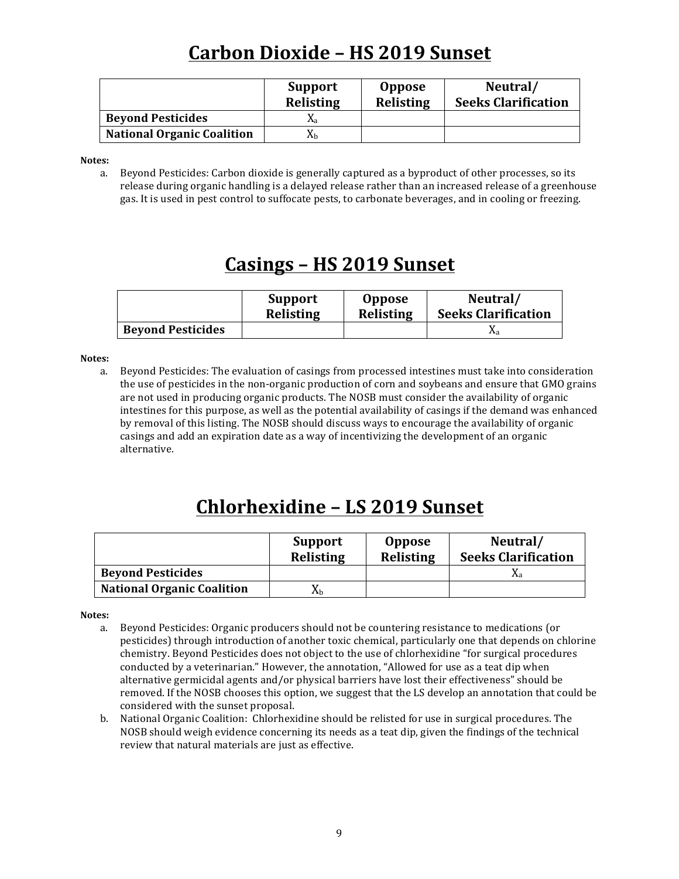# Carbon Dioxide – HS 2019 Sunset

| | Support Relisting | Oppose Relisting | Neutral/ Seeks Clarification |
|---|---|---|---|
| **Beyond Pesticides** | $X_a$ | | |
| **National Organic Coalition** | $X_b$ | | |

**Notes:**

a. Beyond Pesticides: Carbon dioxide is generally captured as a byproduct of other processes, so its release during organic handling is a delayed release rather than an increased release of a greenhouse gas. It is used in pest control to suffocate pests, to carbonate beverages, and in cooling or freezing.

# Casings – HS 2019 Sunset

| | Support Relisting | Oppose Relisting | Neutral/ Seeks Clarification |
|---|---|---|---|
| **Beyond Pesticides** | | | $X_a$ |

**Notes:**

a. Beyond Pesticides: The evaluation of casings from processed intestines must take into consideration the use of pesticides in the non-organic production of corn and soybeans and ensure that GMO grains are not used in producing organic products. The NOSB must consider the availability of organic intestines for this purpose, as well as the potential availability of casings if the demand was enhanced by removal of this listing. The NOSB should discuss ways to encourage the availability of organic casings and add an expiration date as a way of incentivizing the development of an organic alternative.

# Chlorhexidine – LS 2019 Sunset

| | Support Relisting | Oppose Relisting | Neutral/ Seeks Clarification |
|---|---|---|---|
| **Beyond Pesticides** | | | $X_a$ |
| **National Organic Coalition** | $X_b$ | | |

**Notes:**

a. Beyond Pesticides: Organic producers should not be countering resistance to medications (or pesticides) through introduction of another toxic chemical, particularly one that depends on chlorine chemistry. Beyond Pesticides does not object to the use of chlorhexidine "for surgical procedures conducted by a veterinarian." However, the annotation, "Allowed for use as a teat dip when alternative germicidal agents and/or physical barriers have lost their effectiveness" should be removed. If the NOSB chooses this option, we suggest that the LS develop an annotation that could be considered with the sunset proposal.

b. National Organic Coalition: Chlorhexidine should be relisted for use in surgical procedures. The NOSB should weigh evidence concerning its needs as a teat dip, given the findings of the technical review that natural materials are just as effective.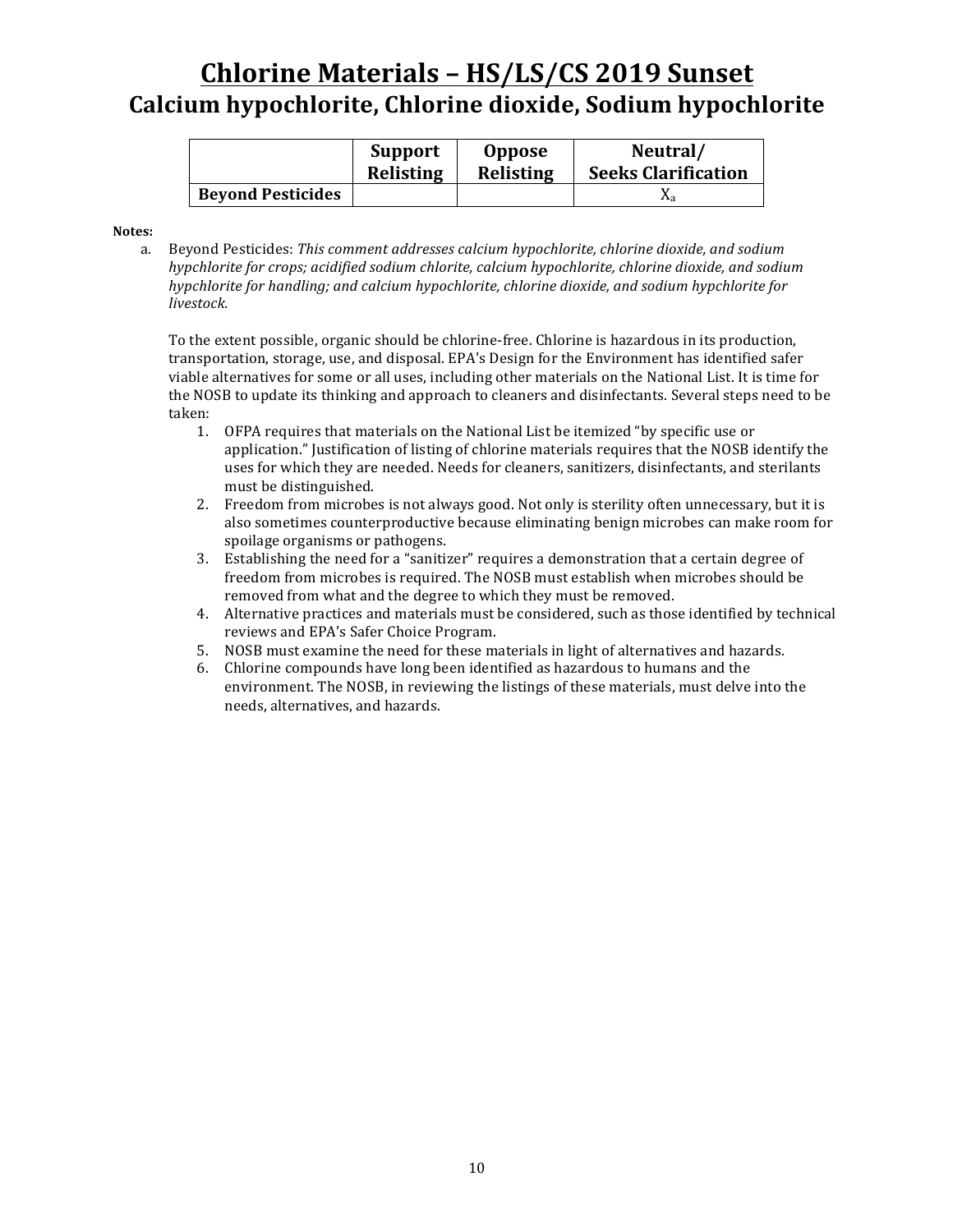# Chlorine Materials – HS/LS/CS 2019 Sunset

## Calcium hypochlorite, Chlorine dioxide, Sodium hypochlorite

| | Support Relisting | Oppose Relisting | Neutral/ Seeks Clarification |
|---|---|---|---|
| **Beyond Pesticides** | | | X[a] |

**Notes:**

a. Beyond Pesticides: *This comment addresses calcium hypochlorite, chlorine dioxide, and sodium hypchlorite for crops; acidified sodium chlorite, calcium hypochlorite, chlorine dioxide, and sodium hypchlorite for handling; and calcium hypochlorite, chlorine dioxide, and sodium hypchlorite for livestock.*

To the extent possible, organic should be chlorine-free. Chlorine is hazardous in its production, transportation, storage, use, and disposal. EPA's Design for the Environment has identified safer viable alternatives for some or all uses, including other materials on the National List. It is time for the NOSB to update its thinking and approach to cleaners and disinfectants. Several steps need to be taken:

1. OFPA requires that materials on the National List be itemized "by specific use or application." Justification of listing of chlorine materials requires that the NOSB identify the uses for which they are needed. Needs for cleaners, sanitizers, disinfectants, and sterilants must be distinguished.
2. Freedom from microbes is not always good. Not only is sterility often unnecessary, but it is also sometimes counterproductive because eliminating benign microbes can make room for spoilage organisms or pathogens.
3. Establishing the need for a "sanitizer" requires a demonstration that a certain degree of freedom from microbes is required. The NOSB must establish when microbes should be removed from what and the degree to which they must be removed.
4. Alternative practices and materials must be considered, such as those identified by technical reviews and EPA's Safer Choice Program.
5. NOSB must examine the need for these materials in light of alternatives and hazards.
6. Chlorine compounds have long been identified as hazardous to humans and the environment. The NOSB, in reviewing the listings of these materials, must delve into the needs, alternatives, and hazards.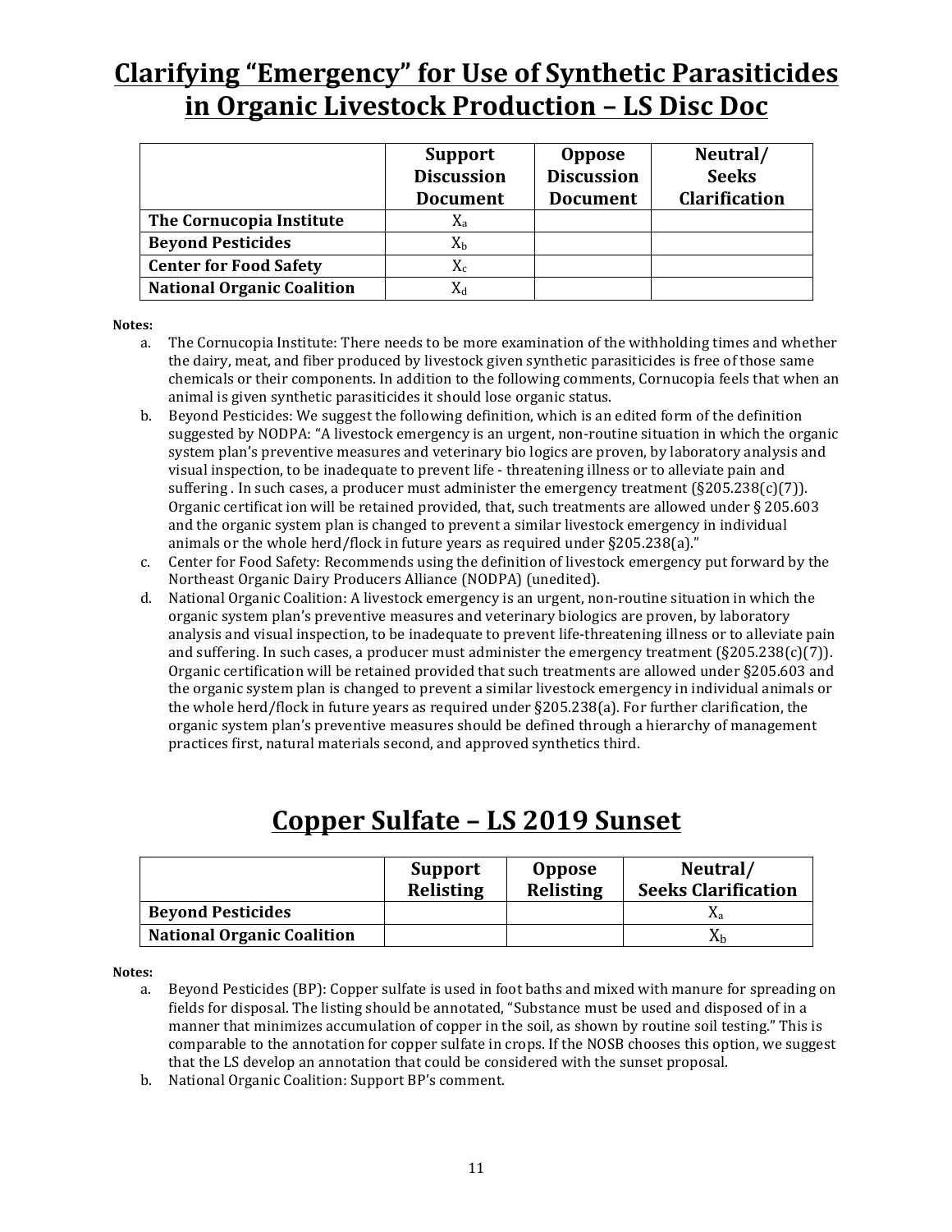# Clarifying "Emergency" for Use of Synthetic Parasiticides in Organic Livestock Production – LS Disc Doc

| | Support Discussion Document | Oppose Discussion Document | Neutral/ Seeks Clarification |
|---|---|---|---|
| **The Cornucopia Institute** | $X_a$ | | |
| **Beyond Pesticides** | $X_b$ | | |
| **Center for Food Safety** | $X_c$ | | |
| **National Organic Coalition** | $X_d$ | | |

**Notes:**

a. The Cornucopia Institute: There needs to be more examination of the withholding times and whether the dairy, meat, and fiber produced by livestock given synthetic parasiticides is free of those same chemicals or their components. In addition to the following comments, Cornucopia feels that when an animal is given synthetic parasiticides it should lose organic status.

b. Beyond Pesticides: We suggest the following definition, which is an edited form of the definition suggested by NODPA: "A livestock emergency is an urgent, non-routine situation in which the organic system plan's preventive measures and veterinary bio logics are proven, by laboratory analysis and visual inspection, to be inadequate to prevent life - threatening illness or to alleviate pain and suffering . In such cases, a producer must administer the emergency treatment (§205.238(c)(7)). Organic certificat ion will be retained provided, that, such treatments are allowed under § 205.603 and the organic system plan is changed to prevent a similar livestock emergency in individual animals or the whole herd/flock in future years as required under §205.238(a)."

c. Center for Food Safety: Recommends using the definition of livestock emergency put forward by the Northeast Organic Dairy Producers Alliance (NODPA) (unedited).

d. National Organic Coalition: A livestock emergency is an urgent, non-routine situation in which the organic system plan's preventive measures and veterinary biologics are proven, by laboratory analysis and visual inspection, to be inadequate to prevent life-threatening illness or to alleviate pain and suffering. In such cases, a producer must administer the emergency treatment (§205.238(c)(7)). Organic certification will be retained provided that such treatments are allowed under §205.603 and the organic system plan is changed to prevent a similar livestock emergency in individual animals or the whole herd/flock in future years as required under §205.238(a). For further clarification, the organic system plan's preventive measures should be defined through a hierarchy of management practices first, natural materials second, and approved synthetics third.

# Copper Sulfate – LS 2019 Sunset

| | Support Relisting | Oppose Relisting | Neutral/ Seeks Clarification |
|---|---|---|---|
| **Beyond Pesticides** | | | $X_a$ |
| **National Organic Coalition** | | | $X_b$ |

**Notes:**

a. Beyond Pesticides (BP): Copper sulfate is used in foot baths and mixed with manure for spreading on fields for disposal. The listing should be annotated, "Substance must be used and disposed of in a manner that minimizes accumulation of copper in the soil, as shown by routine soil testing." This is comparable to the annotation for copper sulfate in crops. If the NOSB chooses this option, we suggest that the LS develop an annotation that could be considered with the sunset proposal.

b. National Organic Coalition: Support BP's comment.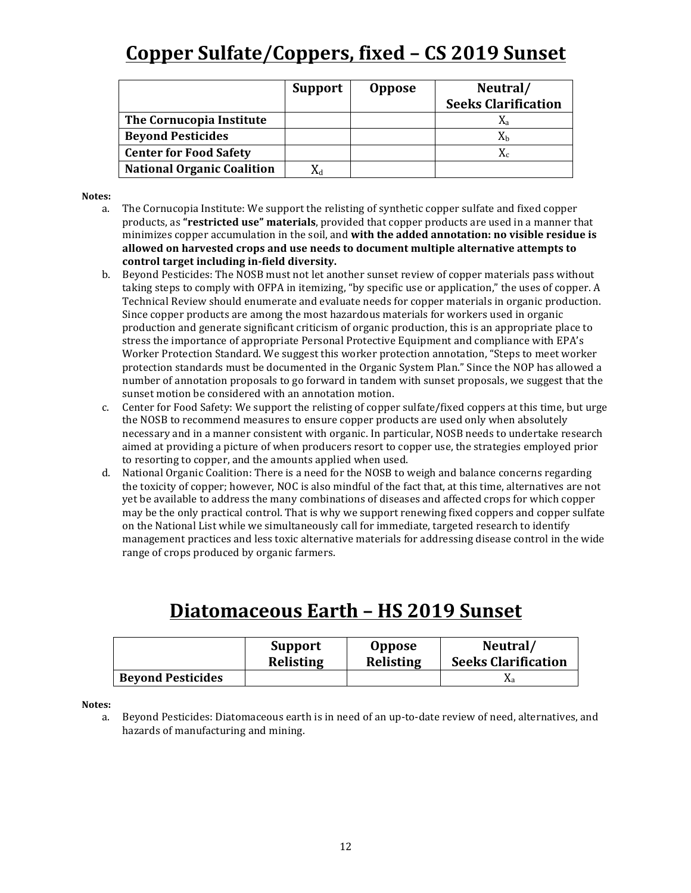# Copper Sulfate/Coppers, fixed – CS 2019 Sunset

| | Support | Oppose | Neutral/ Seeks Clarification |
|---|---|---|---|
| **The Cornucopia Institute** | | | $X_a$ |
| **Beyond Pesticides** | | | $X_b$ |
| **Center for Food Safety** | | | $X_c$ |
| **National Organic Coalition** | $X_d$ | | |

**Notes:**

a. The Cornucopia Institute: We support the relisting of synthetic copper sulfate and fixed copper products, as **"restricted use" materials**, provided that copper products are used in a manner that minimizes copper accumulation in the soil, and **with the added annotation: no visible residue is allowed on harvested crops and use needs to document multiple alternative attempts to control target including in-field diversity.**

b. Beyond Pesticides: The NOSB must not let another sunset review of copper materials pass without taking steps to comply with OFPA in itemizing, "by specific use or application," the uses of copper. A Technical Review should enumerate and evaluate needs for copper materials in organic production. Since copper products are among the most hazardous materials for workers used in organic production and generate significant criticism of organic production, this is an appropriate place to stress the importance of appropriate Personal Protective Equipment and compliance with EPA's Worker Protection Standard. We suggest this worker protection annotation, "Steps to meet worker protection standards must be documented in the Organic System Plan." Since the NOP has allowed a number of annotation proposals to go forward in tandem with sunset proposals, we suggest that the sunset motion be considered with an annotation motion.

c. Center for Food Safety: We support the relisting of copper sulfate/fixed coppers at this time, but urge the NOSB to recommend measures to ensure copper products are used only when absolutely necessary and in a manner consistent with organic. In particular, NOSB needs to undertake research aimed at providing a picture of when producers resort to copper use, the strategies employed prior to resorting to copper, and the amounts applied when used.

d. National Organic Coalition: There is a need for the NOSB to weigh and balance concerns regarding the toxicity of copper; however, NOC is also mindful of the fact that, at this time, alternatives are not yet be available to address the many combinations of diseases and affected crops for which copper may be the only practical control. That is why we support renewing fixed coppers and copper sulfate on the National List while we simultaneously call for immediate, targeted research to identify management practices and less toxic alternative materials for addressing disease control in the wide range of crops produced by organic farmers.

# Diatomaceous Earth – HS 2019 Sunset

| | Support Relisting | Oppose Relisting | Neutral/ Seeks Clarification |
|---|---|---|---|
| **Beyond Pesticides** | | | $X_a$ |

**Notes:**

a. Beyond Pesticides: Diatomaceous earth is in need of an up-to-date review of need, alternatives, and hazards of manufacturing and mining.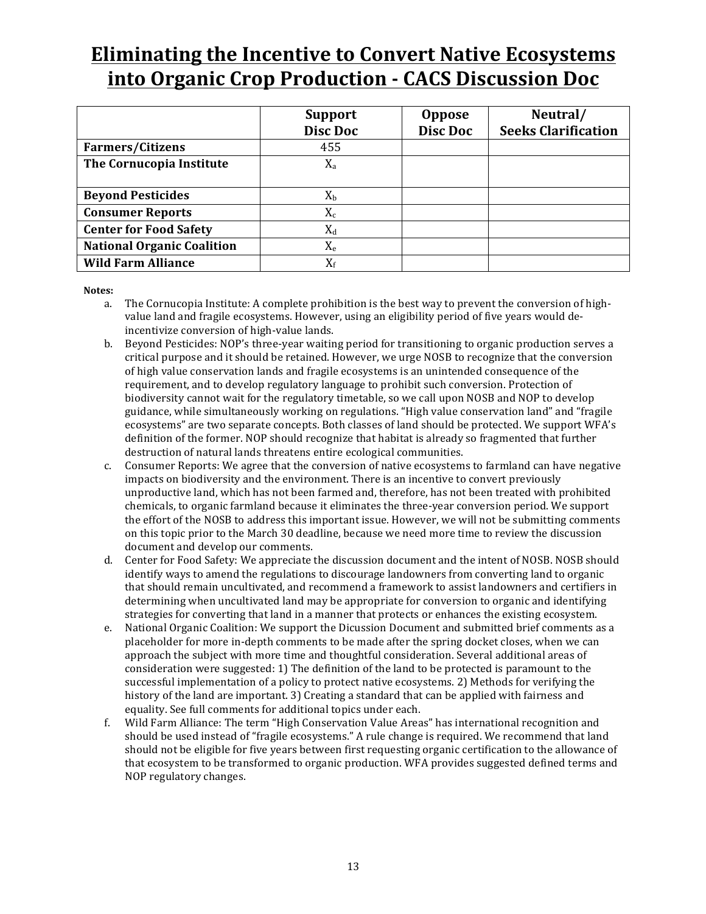# Eliminating the Incentive to Convert Native Ecosystems into Organic Crop Production - CACS Discussion Doc

| | Support Disc Doc | Oppose Disc Doc | Neutral/ Seeks Clarification |
|---|---|---|---|
| **Farmers/Citizens** | 455 | | |
| **The Cornucopia Institute** | $X_a$ | | |
| **Beyond Pesticides** | $X_b$ | | |
| **Consumer Reports** | $X_c$ | | |
| **Center for Food Safety** | $X_d$ | | |
| **National Organic Coalition** | $X_e$ | | |
| **Wild Farm Alliance** | $X_f$ | | |

**Notes:**

a. The Cornucopia Institute: A complete prohibition is the best way to prevent the conversion of high-value land and fragile ecosystems. However, using an eligibility period of five years would de-incentivize conversion of high-value lands.

b. Beyond Pesticides: NOP's three-year waiting period for transitioning to organic production serves a critical purpose and it should be retained. However, we urge NOSB to recognize that the conversion of high value conservation lands and fragile ecosystems is an unintended consequence of the requirement, and to develop regulatory language to prohibit such conversion. Protection of biodiversity cannot wait for the regulatory timetable, so we call upon NOSB and NOP to develop guidance, while simultaneously working on regulations. "High value conservation land" and "fragile ecosystems" are two separate concepts. Both classes of land should be protected. We support WFA's definition of the former. NOP should recognize that habitat is already so fragmented that further destruction of natural lands threatens entire ecological communities.

c. Consumer Reports: We agree that the conversion of native ecosystems to farmland can have negative impacts on biodiversity and the environment. There is an incentive to convert previously unproductive land, which has not been farmed and, therefore, has not been treated with prohibited chemicals, to organic farmland because it eliminates the three-year conversion period. We support the effort of the NOSB to address this important issue. However, we will not be submitting comments on this topic prior to the March 30 deadline, because we need more time to review the discussion document and develop our comments.

d. Center for Food Safety: We appreciate the discussion document and the intent of NOSB. NOSB should identify ways to amend the regulations to discourage landowners from converting land to organic that should remain uncultivated, and recommend a framework to assist landowners and certifiers in determining when uncultivated land may be appropriate for conversion to organic and identifying strategies for converting that land in a manner that protects or enhances the existing ecosystem.

e. National Organic Coalition: We support the Dicussion Document and submitted brief comments as a placeholder for more in-depth comments to be made after the spring docket closes, when we can approach the subject with more time and thoughtful consideration. Several additional areas of consideration were suggested: 1) The definition of the land to be protected is paramount to the successful implementation of a policy to protect native ecosystems. 2) Methods for verifying the history of the land are important. 3) Creating a standard that can be applied with fairness and equality. See full comments for additional topics under each.

f. Wild Farm Alliance: The term "High Conservation Value Areas" has international recognition and should be used instead of "fragile ecosystems." A rule change is required. We recommend that land should not be eligible for five years between first requesting organic certification to the allowance of that ecosystem to be transformed to organic production. WFA provides suggested defined terms and NOP regulatory changes.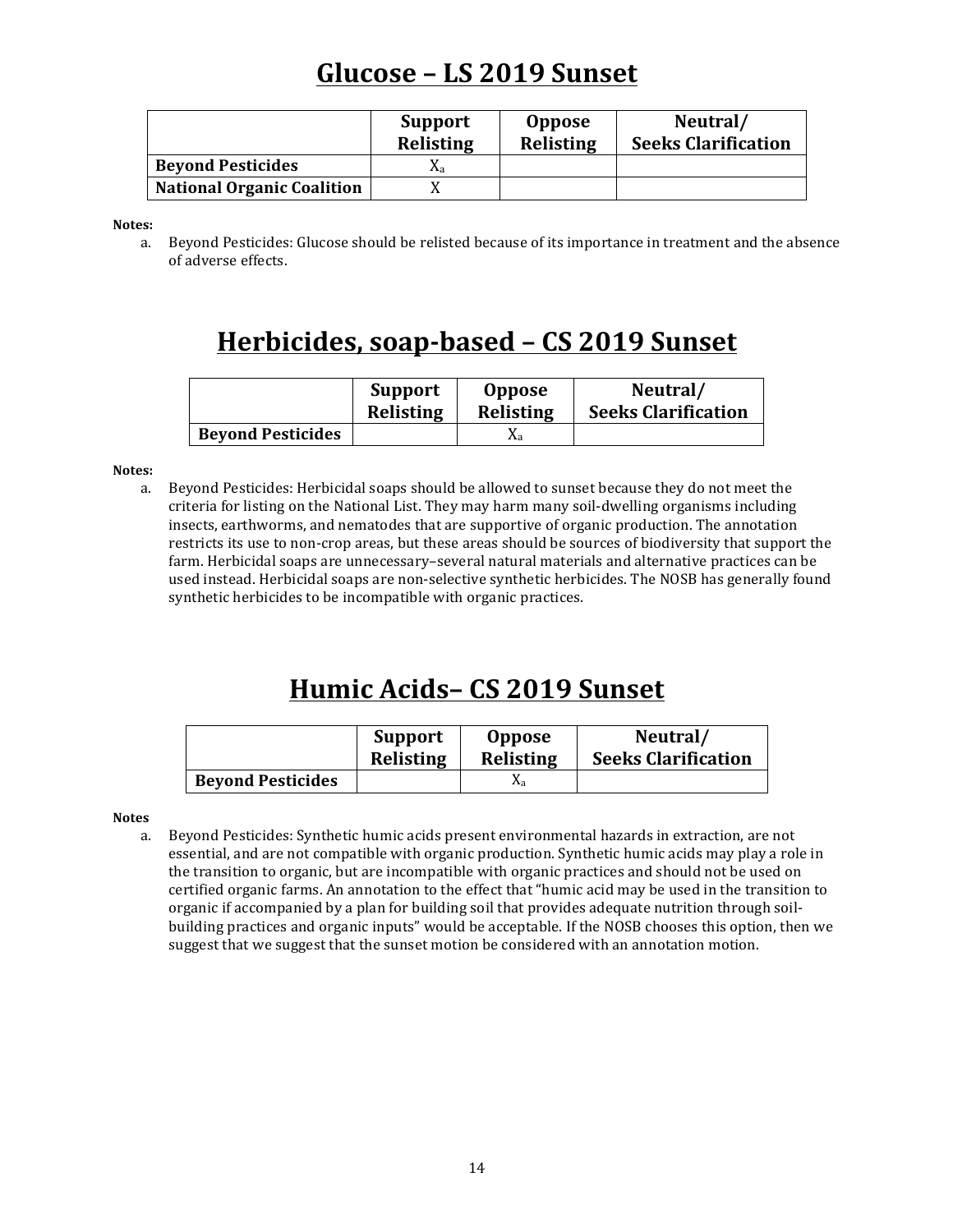## Glucose – LS 2019 Sunset

| | Support Relisting | Oppose Relisting | Neutral/ Seeks Clarification |
|---|---|---|---|
| **Beyond Pesticides** | X[a] | | |
| **National Organic Coalition** | X | | |

**Notes:**

a. Beyond Pesticides: Glucose should be relisted because of its importance in treatment and the absence of adverse effects.

## Herbicides, soap-based – CS 2019 Sunset

| | Support Relisting | Oppose Relisting | Neutral/ Seeks Clarification |
|---|---|---|---|
| **Beyond Pesticides** | | X[a] | |

**Notes:**

a. Beyond Pesticides: Herbicidal soaps should be allowed to sunset because they do not meet the criteria for listing on the National List. They may harm many soil-dwelling organisms including insects, earthworms, and nematodes that are supportive of organic production. The annotation restricts its use to non-crop areas, but these areas should be sources of biodiversity that support the farm. Herbicidal soaps are unnecessary–several natural materials and alternative practices can be used instead. Herbicidal soaps are non-selective synthetic herbicides. The NOSB has generally found synthetic herbicides to be incompatible with organic practices.

## Humic Acids– CS 2019 Sunset

| | Support Relisting | Oppose Relisting | Neutral/ Seeks Clarification |
|---|---|---|---|
| **Beyond Pesticides** | | X[a] | |

**Notes**

a. Beyond Pesticides: Synthetic humic acids present environmental hazards in extraction, are not essential, and are not compatible with organic production. Synthetic humic acids may play a role in the transition to organic, but are incompatible with organic practices and should not be used on certified organic farms. An annotation to the effect that "humic acid may be used in the transition to organic if accompanied by a plan for building soil that provides adequate nutrition through soil-building practices and organic inputs" would be acceptable. If the NOSB chooses this option, then we suggest that we suggest that the sunset motion be considered with an annotation motion.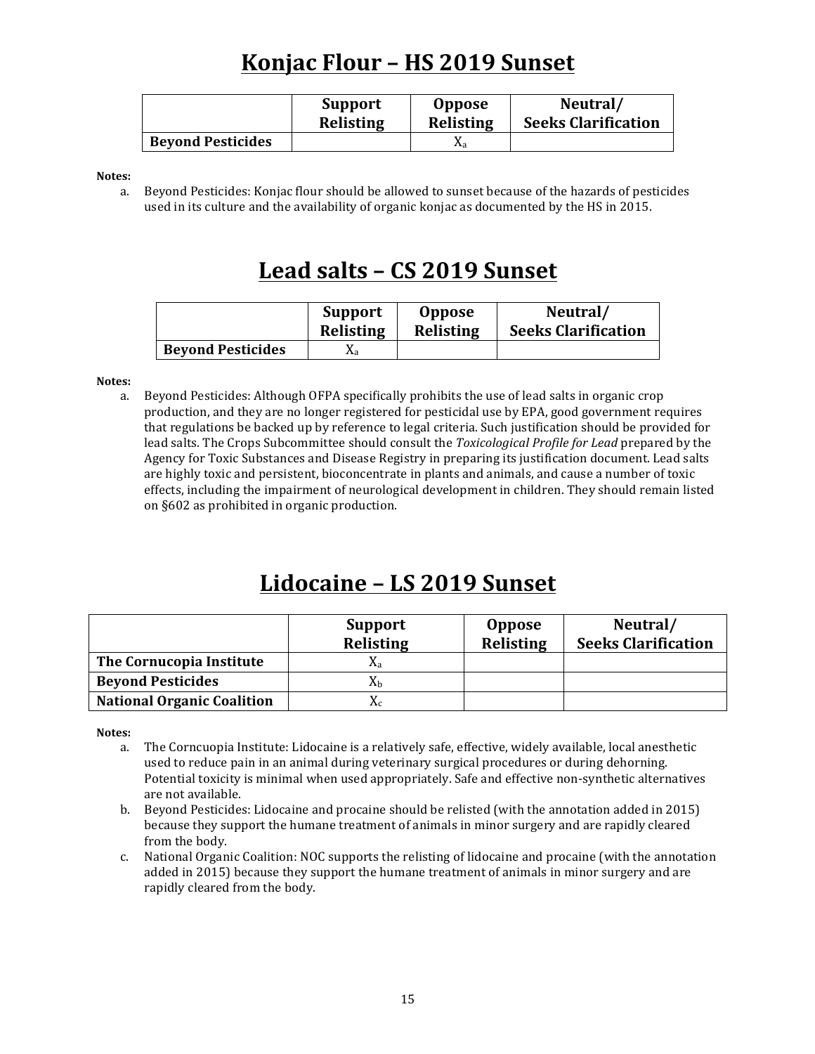# Konjac Flour – HS 2019 Sunset

| | Support Relisting | Oppose Relisting | Neutral/ Seeks Clarification |
|---|---|---|---|
| **Beyond Pesticides** | | $X_a$ | |

**Notes:**

a. Beyond Pesticides: Konjac flour should be allowed to sunset because of the hazards of pesticides used in its culture and the availability of organic konjac as documented by the HS in 2015.

# Lead salts – CS 2019 Sunset

| | Support Relisting | Oppose Relisting | Neutral/ Seeks Clarification |
|---|---|---|---|
| **Beyond Pesticides** | $X_a$ | | |

**Notes:**

a. Beyond Pesticides: Although OFPA specifically prohibits the use of lead salts in organic crop production, and they are no longer registered for pesticidal use by EPA, good government requires that regulations be backed up by reference to legal criteria. Such justification should be provided for lead salts. The Crops Subcommittee should consult the *Toxicological Profile for Lead* prepared by the Agency for Toxic Substances and Disease Registry in preparing its justification document. Lead salts are highly toxic and persistent, bioconcentrate in plants and animals, and cause a number of toxic effects, including the impairment of neurological development in children. They should remain listed on §602 as prohibited in organic production.

# Lidocaine – LS 2019 Sunset

| | Support Relisting | Oppose Relisting | Neutral/ Seeks Clarification |
|---|---|---|---|
| **The Cornucopia Institute** | $X_a$ | | |
| **Beyond Pesticides** | $X_b$ | | |
| **National Organic Coalition** | $X_c$ | | |

**Notes:**

a. The Corncuopia Institute: Lidocaine is a relatively safe, effective, widely available, local anesthetic used to reduce pain in an animal during veterinary surgical procedures or during dehorning. Potential toxicity is minimal when used appropriately. Safe and effective non-synthetic alternatives are not available.

b. Beyond Pesticides: Lidocaine and procaine should be relisted (with the annotation added in 2015) because they support the humane treatment of animals in minor surgery and are rapidly cleared from the body.

c. National Organic Coalition: NOC supports the relisting of lidocaine and procaine (with the annotation added in 2015) because they support the humane treatment of animals in minor surgery and are rapidly cleared from the body.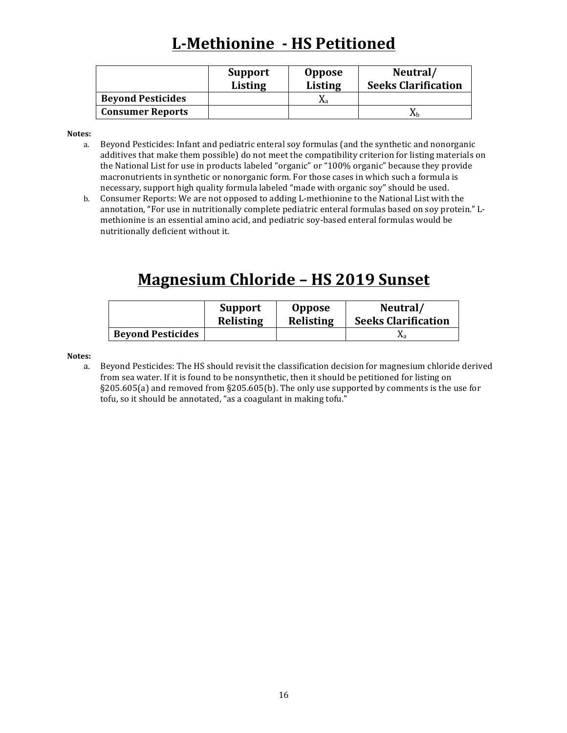# L-Methionine - HS Petitioned

| | Support Listing | Oppose Listing | Neutral/ Seeks Clarification |
|---|---|---|---|
| **Beyond Pesticides** | | $X_a$ | |
| **Consumer Reports** | | | $X_b$ |

**Notes:**

a. Beyond Pesticides: Infant and pediatric enteral soy formulas (and the synthetic and nonorganic additives that make them possible) do not meet the compatibility criterion for listing materials on the National List for use in products labeled "organic" or "100% organic" because they provide macronutrients in synthetic or nonorganic form. For those cases in which such a formula is necessary, support high quality formula labeled "made with organic soy" should be used.

b. Consumer Reports: We are not opposed to adding L-methionine to the National List with the annotation, "For use in nutritionally complete pediatric enteral formulas based on soy protein." L-methionine is an essential amino acid, and pediatric soy-based enteral formulas would be nutritionally deficient without it.

# Magnesium Chloride – HS 2019 Sunset

| | Support Relisting | Oppose Relisting | Neutral/ Seeks Clarification |
|---|---|---|---|
| **Beyond Pesticides** | | | $X_a$ |

**Notes:**

a. Beyond Pesticides: The HS should revisit the classification decision for magnesium chloride derived from sea water. If it is found to be nonsynthetic, then it should be petitioned for listing on §205.605(a) and removed from §205.605(b). The only use supported by comments is the use for tofu, so it should be annotated, "as a coagulant in making tofu."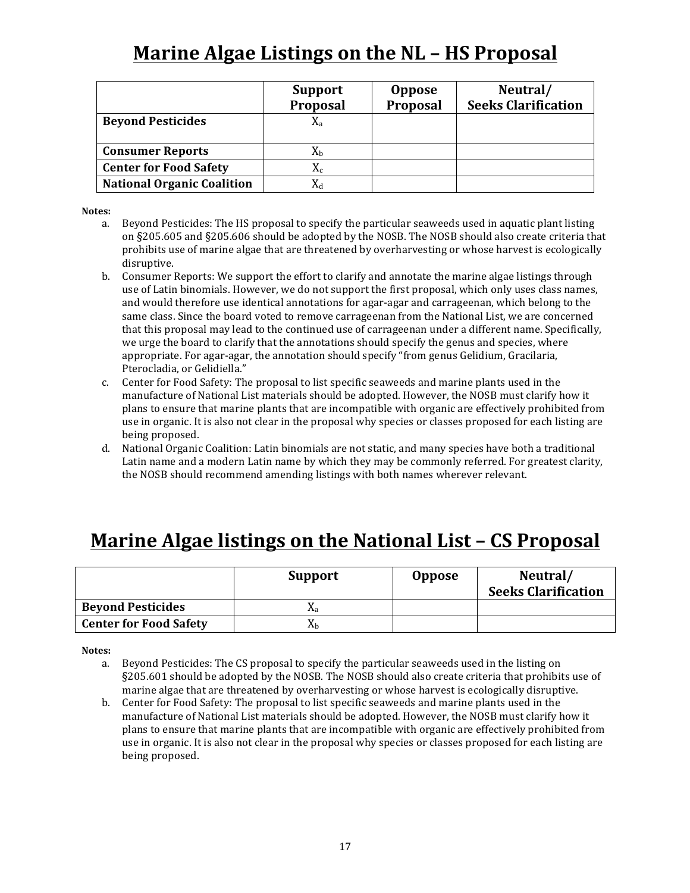# Marine Algae Listings on the NL – HS Proposal

| | Support Proposal | Oppose Proposal | Neutral/ Seeks Clarification |
|---|---|---|---|
| **Beyond Pesticides** | $X_a$ | | |
| **Consumer Reports** | $X_b$ | | |
| **Center for Food Safety** | $X_c$ | | |
| **National Organic Coalition** | $X_d$ | | |

**Notes:**

a. Beyond Pesticides: The HS proposal to specify the particular seaweeds used in aquatic plant listing on §205.605 and §205.606 should be adopted by the NOSB. The NOSB should also create criteria that prohibits use of marine algae that are threatened by overharvesting or whose harvest is ecologically disruptive.

b. Consumer Reports: We support the effort to clarify and annotate the marine algae listings through use of Latin binomials. However, we do not support the first proposal, which only uses class names, and would therefore use identical annotations for agar-agar and carrageenan, which belong to the same class. Since the board voted to remove carrageenan from the National List, we are concerned that this proposal may lead to the continued use of carrageenan under a different name. Specifically, we urge the board to clarify that the annotations should specify the genus and species, where appropriate. For agar-agar, the annotation should specify "from genus Gelidium, Gracilaria, Pterocladia, or Gelidiella."

c. Center for Food Safety: The proposal to list specific seaweeds and marine plants used in the manufacture of National List materials should be adopted. However, the NOSB must clarify how it plans to ensure that marine plants that are incompatible with organic are effectively prohibited from use in organic. It is also not clear in the proposal why species or classes proposed for each listing are being proposed.

d. National Organic Coalition: Latin binomials are not static, and many species have both a traditional Latin name and a modern Latin name by which they may be commonly referred. For greatest clarity, the NOSB should recommend amending listings with both names wherever relevant.

# Marine Algae listings on the National List – CS Proposal

| | Support | Oppose | Neutral/ Seeks Clarification |
|---|---|---|---|
| **Beyond Pesticides** | $X_a$ | | |
| **Center for Food Safety** | $X_b$ | | |

**Notes:**

a. Beyond Pesticides: The CS proposal to specify the particular seaweeds used in the listing on §205.601 should be adopted by the NOSB. The NOSB should also create criteria that prohibits use of marine algae that are threatened by overharvesting or whose harvest is ecologically disruptive.

b. Center for Food Safety: The proposal to list specific seaweeds and marine plants used in the manufacture of National List materials should be adopted. However, the NOSB must clarify how it plans to ensure that marine plants that are incompatible with organic are effectively prohibited from use in organic. It is also not clear in the proposal why species or classes proposed for each listing are being proposed.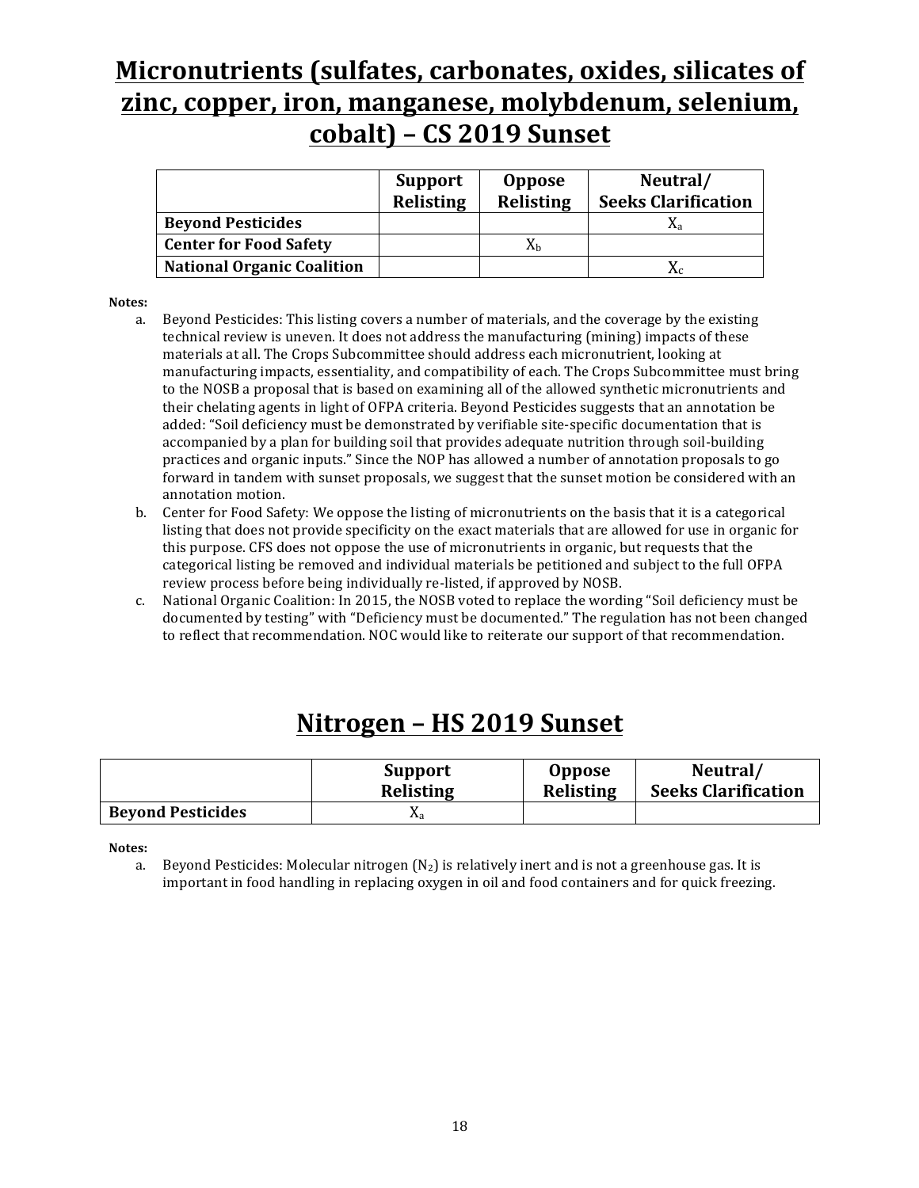# Micronutrients (sulfates, carbonates, oxides, silicates of zinc, copper, iron, manganese, molybdenum, selenium, cobalt) – CS 2019 Sunset

| | Support Relisting | Oppose Relisting | Neutral/ Seeks Clarification |
|---|---|---|---|
| **Beyond Pesticides** | | | $X_a$ |
| **Center for Food Safety** | | $X_b$ | |
| **National Organic Coalition** | | | $X_c$ |

**Notes:**

a. Beyond Pesticides: This listing covers a number of materials, and the coverage by the existing technical review is uneven. It does not address the manufacturing (mining) impacts of these materials at all. The Crops Subcommittee should address each micronutrient, looking at manufacturing impacts, essentiality, and compatibility of each. The Crops Subcommittee must bring to the NOSB a proposal that is based on examining all of the allowed synthetic micronutrients and their chelating agents in light of OFPA criteria. Beyond Pesticides suggests that an annotation be added: "Soil deficiency must be demonstrated by verifiable site-specific documentation that is accompanied by a plan for building soil that provides adequate nutrition through soil-building practices and organic inputs." Since the NOP has allowed a number of annotation proposals to go forward in tandem with sunset proposals, we suggest that the sunset motion be considered with an annotation motion.

b. Center for Food Safety: We oppose the listing of micronutrients on the basis that it is a categorical listing that does not provide specificity on the exact materials that are allowed for use in organic for this purpose. CFS does not oppose the use of micronutrients in organic, but requests that the categorical listing be removed and individual materials be petitioned and subject to the full OFPA review process before being individually re-listed, if approved by NOSB.

c. National Organic Coalition: In 2015, the NOSB voted to replace the wording "Soil deficiency must be documented by testing" with "Deficiency must be documented." The regulation has not been changed to reflect that recommendation. NOC would like to reiterate our support of that recommendation.

# Nitrogen – HS 2019 Sunset

| | Support Relisting | Oppose Relisting | Neutral/ Seeks Clarification |
|---|---|---|---|
| **Beyond Pesticides** | $X_a$ | | |

**Notes:**

a. Beyond Pesticides: Molecular nitrogen ($N_2$) is relatively inert and is not a greenhouse gas. It is important in food handling in replacing oxygen in oil and food containers and for quick freezing.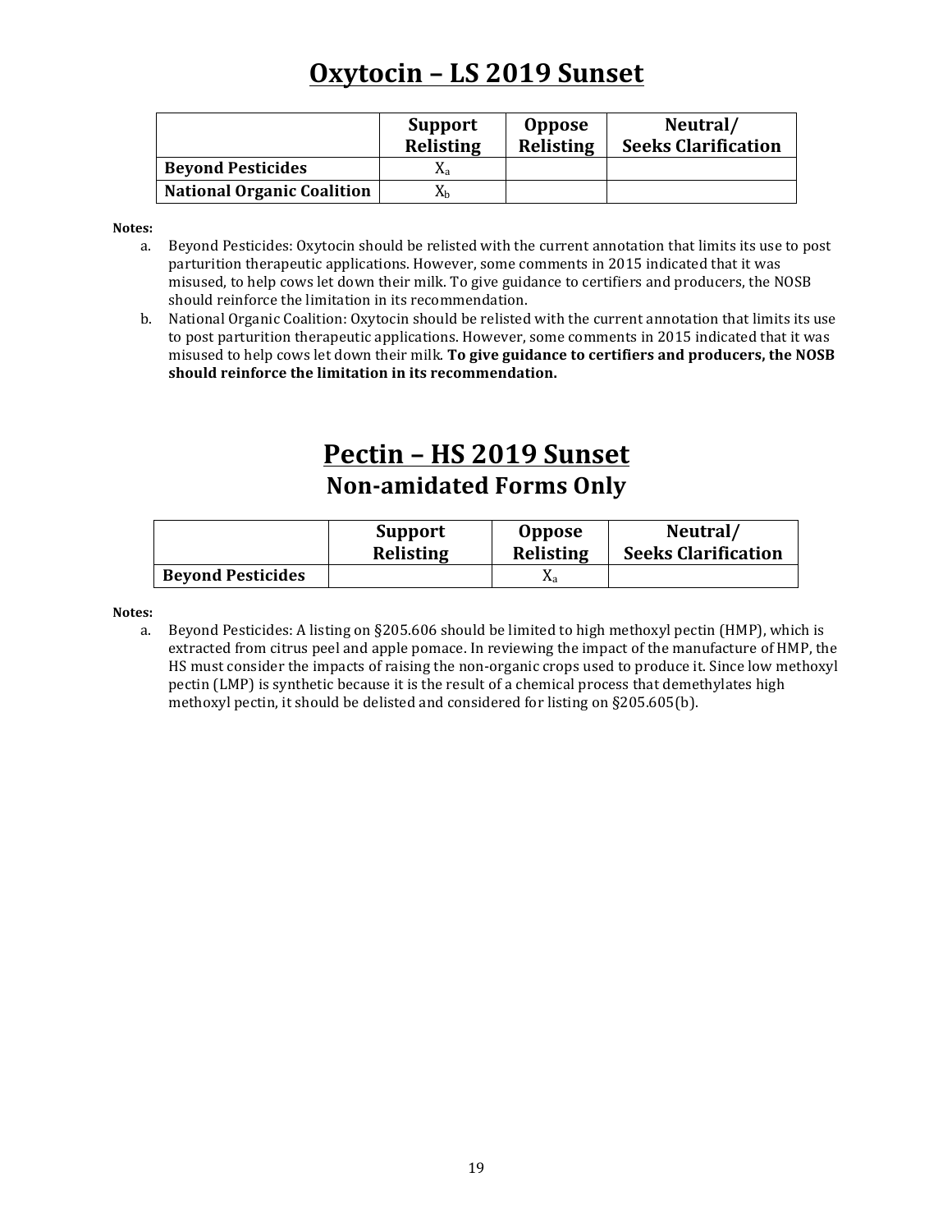# Oxytocin – LS 2019 Sunset

| | Support Relisting | Oppose Relisting | Neutral/ Seeks Clarification |
|---|---|---|---|
| **Beyond Pesticides** | $X_a$ | | |
| **National Organic Coalition** | $X_b$ | | |

**Notes:**

a. Beyond Pesticides: Oxytocin should be relisted with the current annotation that limits its use to post parturition therapeutic applications. However, some comments in 2015 indicated that it was misused, to help cows let down their milk. To give guidance to certifiers and producers, the NOSB should reinforce the limitation in its recommendation.

b. National Organic Coalition: Oxytocin should be relisted with the current annotation that limits its use to post parturition therapeutic applications. However, some comments in 2015 indicated that it was misused to help cows let down their milk. **To give guidance to certifiers and producers, the NOSB should reinforce the limitation in its recommendation.**

# Pectin – HS 2019 Sunset

## Non-amidated Forms Only

| | Support Relisting | Oppose Relisting | Neutral/ Seeks Clarification |
|---|---|---|---|
| **Beyond Pesticides** | | $X_a$ | |

**Notes:**

a. Beyond Pesticides: A listing on §205.606 should be limited to high methoxyl pectin (HMP), which is extracted from citrus peel and apple pomace. In reviewing the impact of the manufacture of HMP, the HS must consider the impacts of raising the non-organic crops used to produce it. Since low methoxyl pectin (LMP) is synthetic because it is the result of a chemical process that demethylates high methoxyl pectin, it should be delisted and considered for listing on §205.605(b).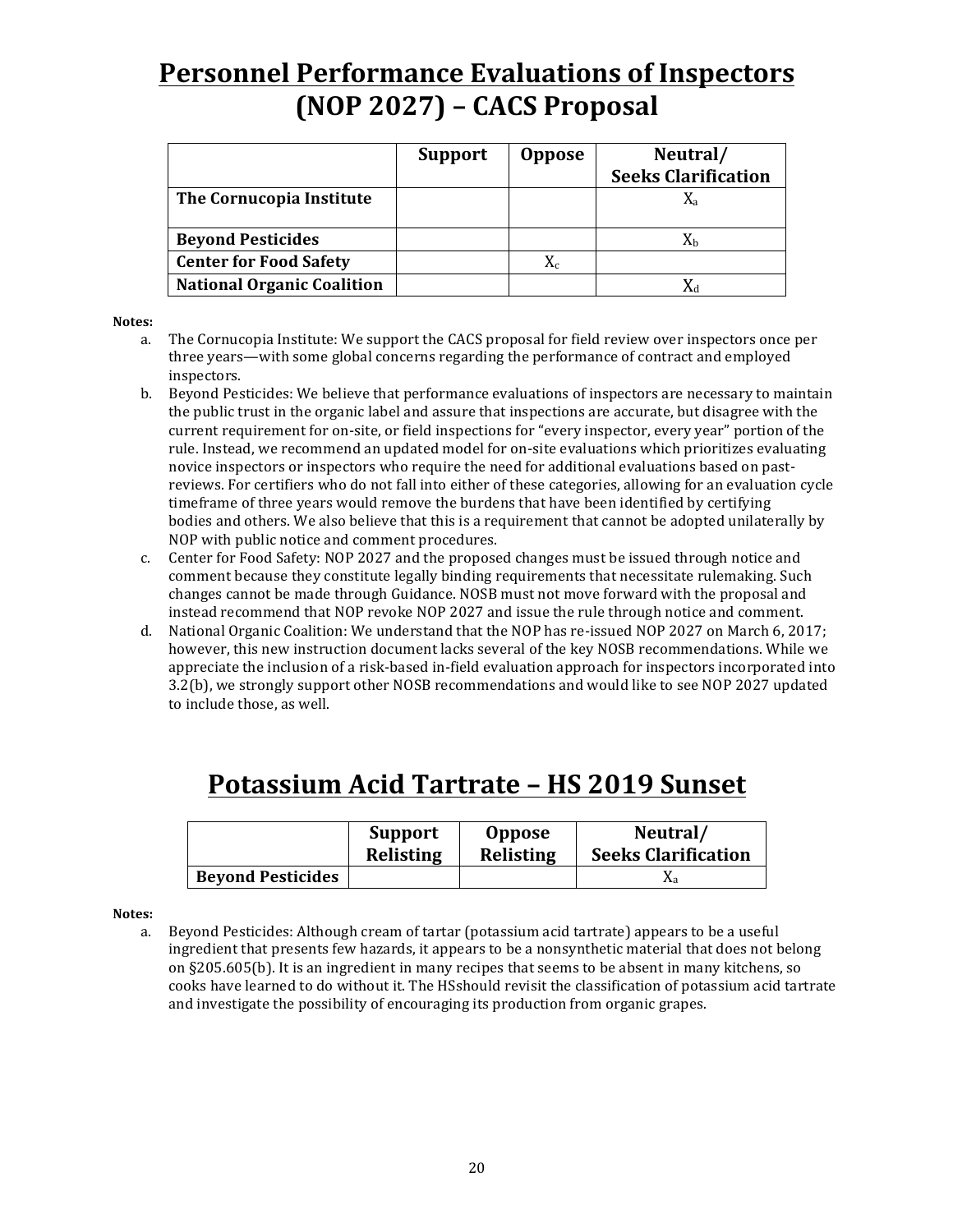# Personnel Performance Evaluations of Inspectors (NOP 2027) – CACS Proposal

| | Support | Oppose | Neutral/ Seeks Clarification |
|---|---|---|---|
| **The Cornucopia Institute** | | | $X_a$ |
| **Beyond Pesticides** | | | $X_b$ |
| **Center for Food Safety** | | $X_c$ | |
| **National Organic Coalition** | | | $X_d$ |

**Notes:**

a. The Cornucopia Institute: We support the CACS proposal for field review over inspectors once per three years—with some global concerns regarding the performance of contract and employed inspectors.

b. Beyond Pesticides: We believe that performance evaluations of inspectors are necessary to maintain the public trust in the organic label and assure that inspections are accurate, but disagree with the current requirement for on-site, or field inspections for "every inspector, every year" portion of the rule. Instead, we recommend an updated model for on-site evaluations which prioritizes evaluating novice inspectors or inspectors who require the need for additional evaluations based on past-reviews. For certifiers who do not fall into either of these categories, allowing for an evaluation cycle timeframe of three years would remove the burdens that have been identified by certifying bodies and others. We also believe that this is a requirement that cannot be adopted unilaterally by NOP with public notice and comment procedures.

c. Center for Food Safety: NOP 2027 and the proposed changes must be issued through notice and comment because they constitute legally binding requirements that necessitate rulemaking. Such changes cannot be made through Guidance. NOSB must not move forward with the proposal and instead recommend that NOP revoke NOP 2027 and issue the rule through notice and comment.

d. National Organic Coalition: We understand that the NOP has re-issued NOP 2027 on March 6, 2017; however, this new instruction document lacks several of the key NOSB recommendations. While we appreciate the inclusion of a risk-based in-field evaluation approach for inspectors incorporated into 3.2(b), we strongly support other NOSB recommendations and would like to see NOP 2027 updated to include those, as well.

# Potassium Acid Tartrate – HS 2019 Sunset

| | Support Relisting | Oppose Relisting | Neutral/ Seeks Clarification |
|---|---|---|---|
| **Beyond Pesticides** | | | $X_a$ |

**Notes:**

a. Beyond Pesticides: Although cream of tartar (potassium acid tartrate) appears to be a useful ingredient that presents few hazards, it appears to be a nonsynthetic material that does not belong on §205.605(b). It is an ingredient in many recipes that seems to be absent in many kitchens, so cooks have learned to do without it. The HSshould revisit the classification of potassium acid tartrate and investigate the possibility of encouraging its production from organic grapes.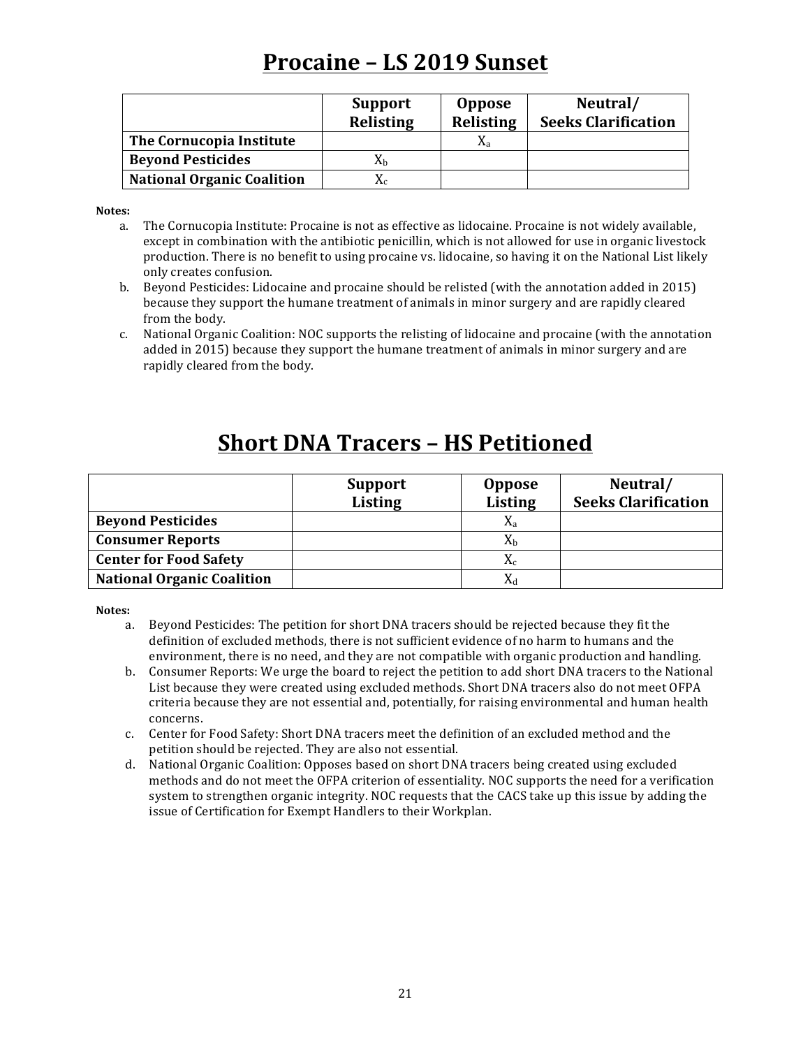# Procaine – LS 2019 Sunset

| | Support Relisting | Oppose Relisting | Neutral/ Seeks Clarification |
|---|---|---|---|
| **The Cornucopia Institute** | | $X_a$ | |
| **Beyond Pesticides** | $X_b$ | | |
| **National Organic Coalition** | $X_c$ | | |

**Notes:**

a. The Cornucopia Institute: Procaine is not as effective as lidocaine. Procaine is not widely available, except in combination with the antibiotic penicillin, which is not allowed for use in organic livestock production. There is no benefit to using procaine vs. lidocaine, so having it on the National List likely only creates confusion.

b. Beyond Pesticides: Lidocaine and procaine should be relisted (with the annotation added in 2015) because they support the humane treatment of animals in minor surgery and are rapidly cleared from the body.

c. National Organic Coalition: NOC supports the relisting of lidocaine and procaine (with the annotation added in 2015) because they support the humane treatment of animals in minor surgery and are rapidly cleared from the body.

# Short DNA Tracers – HS Petitioned

| | Support Listing | Oppose Listing | Neutral/ Seeks Clarification |
|---|---|---|---|
| **Beyond Pesticides** | | $X_a$ | |
| **Consumer Reports** | | $X_b$ | |
| **Center for Food Safety** | | $X_c$ | |
| **National Organic Coalition** | | $X_d$ | |

**Notes:**

a. Beyond Pesticides: The petition for short DNA tracers should be rejected because they fit the definition of excluded methods, there is not sufficient evidence of no harm to humans and the environment, there is no need, and they are not compatible with organic production and handling.

b. Consumer Reports: We urge the board to reject the petition to add short DNA tracers to the National List because they were created using excluded methods. Short DNA tracers also do not meet OFPA criteria because they are not essential and, potentially, for raising environmental and human health concerns.

c. Center for Food Safety: Short DNA tracers meet the definition of an excluded method and the petition should be rejected. They are also not essential.

d. National Organic Coalition: Opposes based on short DNA tracers being created using excluded methods and do not meet the OFPA criterion of essentiality. NOC supports the need for a verification system to strengthen organic integrity. NOC requests that the CACS take up this issue by adding the issue of Certification for Exempt Handlers to their Workplan.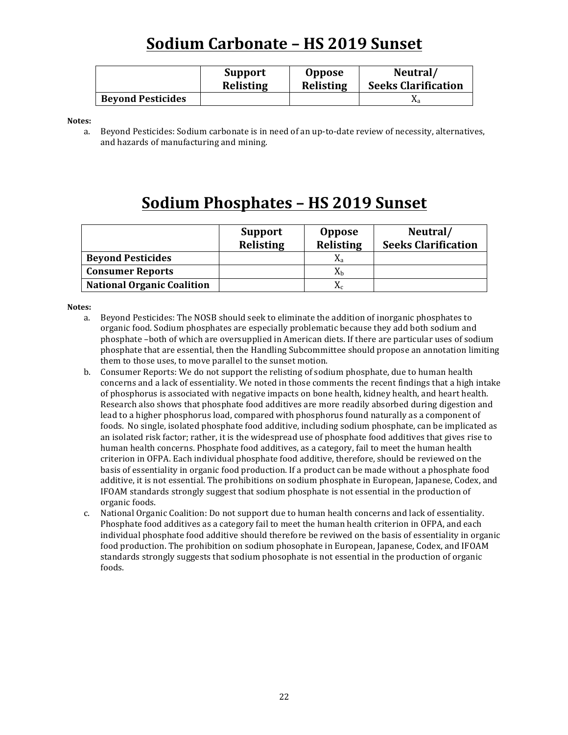# Sodium Carbonate – HS 2019 Sunset

| | Support Relisting | Oppose Relisting | Neutral/ Seeks Clarification |
|---|---|---|---|
| **Beyond Pesticides** | | | $X_a$ |

**Notes:**

a. Beyond Pesticides: Sodium carbonate is in need of an up-to-date review of necessity, alternatives, and hazards of manufacturing and mining.

# Sodium Phosphates – HS 2019 Sunset

| | Support Relisting | Oppose Relisting | Neutral/ Seeks Clarification |
|---|---|---|---|
| **Beyond Pesticides** | | $X_a$ | |
| **Consumer Reports** | | $X_b$ | |
| **National Organic Coalition** | | $X_c$ | |

**Notes:**

a. Beyond Pesticides: The NOSB should seek to eliminate the addition of inorganic phosphates to organic food. Sodium phosphates are especially problematic because they add both sodium and phosphate –both of which are oversupplied in American diets. If there are particular uses of sodium phosphate that are essential, then the Handling Subcommittee should propose an annotation limiting them to those uses, to move parallel to the sunset motion.

b. Consumer Reports: We do not support the relisting of sodium phosphate, due to human health concerns and a lack of essentiality. We noted in those comments the recent findings that a high intake of phosphorus is associated with negative impacts on bone health, kidney health, and heart health. Research also shows that phosphate food additives are more readily absorbed during digestion and lead to a higher phosphorus load, compared with phosphorus found naturally as a component of foods. No single, isolated phosphate food additive, including sodium phosphate, can be implicated as an isolated risk factor; rather, it is the widespread use of phosphate food additives that gives rise to human health concerns. Phosphate food additives, as a category, fail to meet the human health criterion in OFPA. Each individual phosphate food additive, therefore, should be reviewed on the basis of essentiality in organic food production. If a product can be made without a phosphate food additive, it is not essential. The prohibitions on sodium phosphate in European, Japanese, Codex, and IFOAM standards strongly suggest that sodium phosphate is not essential in the production of organic foods.

c. National Organic Coalition: Do not support due to human health concerns and lack of essentiality. Phosphate food additives as a category fail to meet the human health criterion in OFPA, and each individual phosphate food additive should therefore be reviwed on the basis of essentiality in organic food production. The prohibition on sodium phosophate in European, Japanese, Codex, and IFOAM standards strongly suggests that sodium phosophate is not essential in the production of organic foods.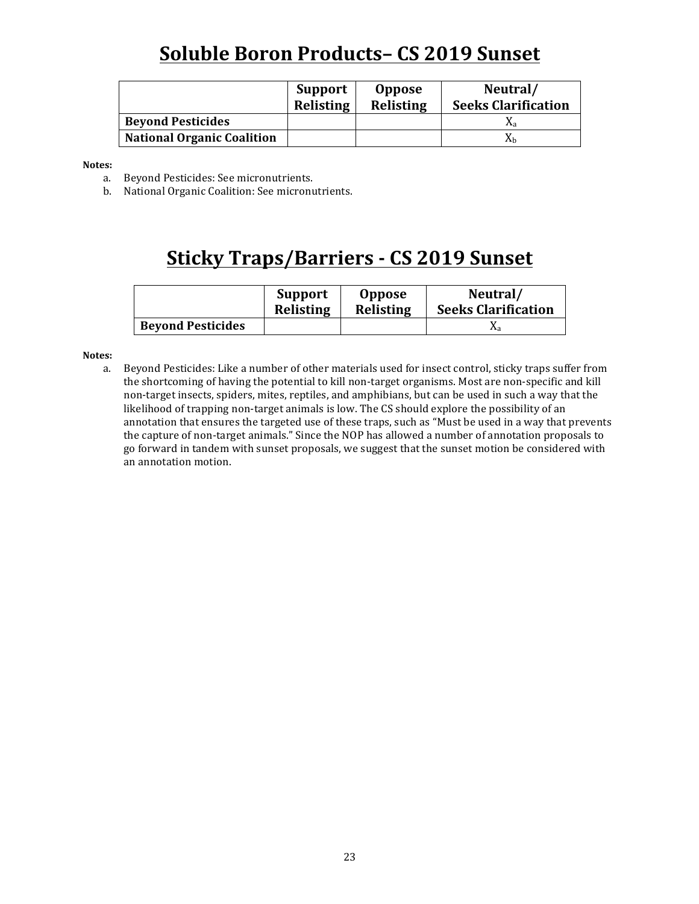# Soluble Boron Products– CS 2019 Sunset

| | Support Relisting | Oppose Relisting | Neutral/ Seeks Clarification |
|---|---|---|---|
| **Beyond Pesticides** | | | $X_a$ |
| **National Organic Coalition** | | | $X_b$ |

**Notes:**

a. Beyond Pesticides: See micronutrients.
b. National Organic Coalition: See micronutrients.

# Sticky Traps/Barriers - CS 2019 Sunset

| | Support Relisting | Oppose Relisting | Neutral/ Seeks Clarification |
|---|---|---|---|
| **Beyond Pesticides** | | | $X_a$ |

**Notes:**

a. Beyond Pesticides: Like a number of other materials used for insect control, sticky traps suffer from the shortcoming of having the potential to kill non-target organisms. Most are non-specific and kill non-target insects, spiders, mites, reptiles, and amphibians, but can be used in such a way that the likelihood of trapping non-target animals is low. The CS should explore the possibility of an annotation that ensures the targeted use of these traps, such as "Must be used in a way that prevents the capture of non-target animals." Since the NOP has allowed a number of annotation proposals to go forward in tandem with sunset proposals, we suggest that the sunset motion be considered with an annotation motion.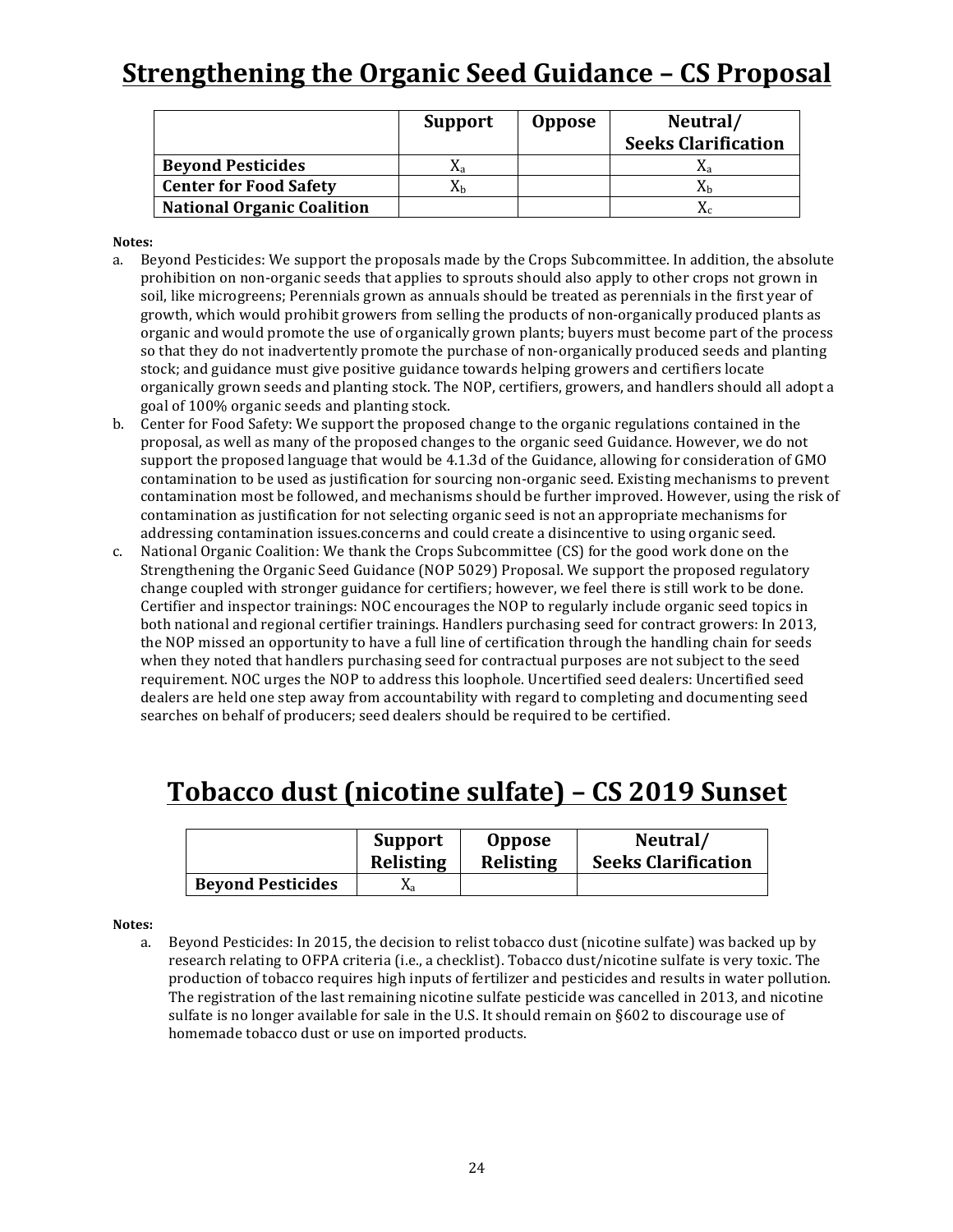# Strengthening the Organic Seed Guidance – CS Proposal

| | Support | Oppose | Neutral/ Seeks Clarification |
|---|---|---|---|
| **Beyond Pesticides** | $X_a$ | | $X_a$ |
| **Center for Food Safety** | $X_b$ | | $X_b$ |
| **National Organic Coalition** | | | $X_c$ |

**Notes:**

a. Beyond Pesticides: We support the proposals made by the Crops Subcommittee. In addition, the absolute prohibition on non-organic seeds that applies to sprouts should also apply to other crops not grown in soil, like microgreens; Perennials grown as annuals should be treated as perennials in the first year of growth, which would prohibit growers from selling the products of non-organically produced plants as organic and would promote the use of organically grown plants; buyers must become part of the process so that they do not inadvertently promote the purchase of non-organically produced seeds and planting stock; and guidance must give positive guidance towards helping growers and certifiers locate organically grown seeds and planting stock. The NOP, certifiers, growers, and handlers should all adopt a goal of 100% organic seeds and planting stock.

b. Center for Food Safety: We support the proposed change to the organic regulations contained in the proposal, as well as many of the proposed changes to the organic seed Guidance. However, we do not support the proposed language that would be 4.1.3d of the Guidance, allowing for consideration of GMO contamination to be used as justification for sourcing non-organic seed. Existing mechanisms to prevent contamination most be followed, and mechanisms should be further improved. However, using the risk of contamination as justification for not selecting organic seed is not an appropriate mechanisms for addressing contamination issues.concerns and could create a disincentive to using organic seed.

c. National Organic Coalition: We thank the Crops Subcommittee (CS) for the good work done on the Strengthening the Organic Seed Guidance (NOP 5029) Proposal. We support the proposed regulatory change coupled with stronger guidance for certifiers; however, we feel there is still work to be done. Certifier and inspector trainings: NOC encourages the NOP to regularly include organic seed topics in both national and regional certifier trainings. Handlers purchasing seed for contract growers: In 2013, the NOP missed an opportunity to have a full line of certification through the handling chain for seeds when they noted that handlers purchasing seed for contractual purposes are not subject to the seed requirement. NOC urges the NOP to address this loophole. Uncertified seed dealers: Uncertified seed dealers are held one step away from accountability with regard to completing and documenting seed searches on behalf of producers; seed dealers should be required to be certified.

# Tobacco dust (nicotine sulfate) – CS 2019 Sunset

| | Support Relisting | Oppose Relisting | Neutral/ Seeks Clarification |
|---|---|---|---|
| **Beyond Pesticides** | $X_a$ | | |

**Notes:**

a. Beyond Pesticides: In 2015, the decision to relist tobacco dust (nicotine sulfate) was backed up by research relating to OFPA criteria (i.e., a checklist). Tobacco dust/nicotine sulfate is very toxic. The production of tobacco requires high inputs of fertilizer and pesticides and results in water pollution. The registration of the last remaining nicotine sulfate pesticide was cancelled in 2013, and nicotine sulfate is no longer available for sale in the U.S. It should remain on §602 to discourage use of homemade tobacco dust or use on imported products.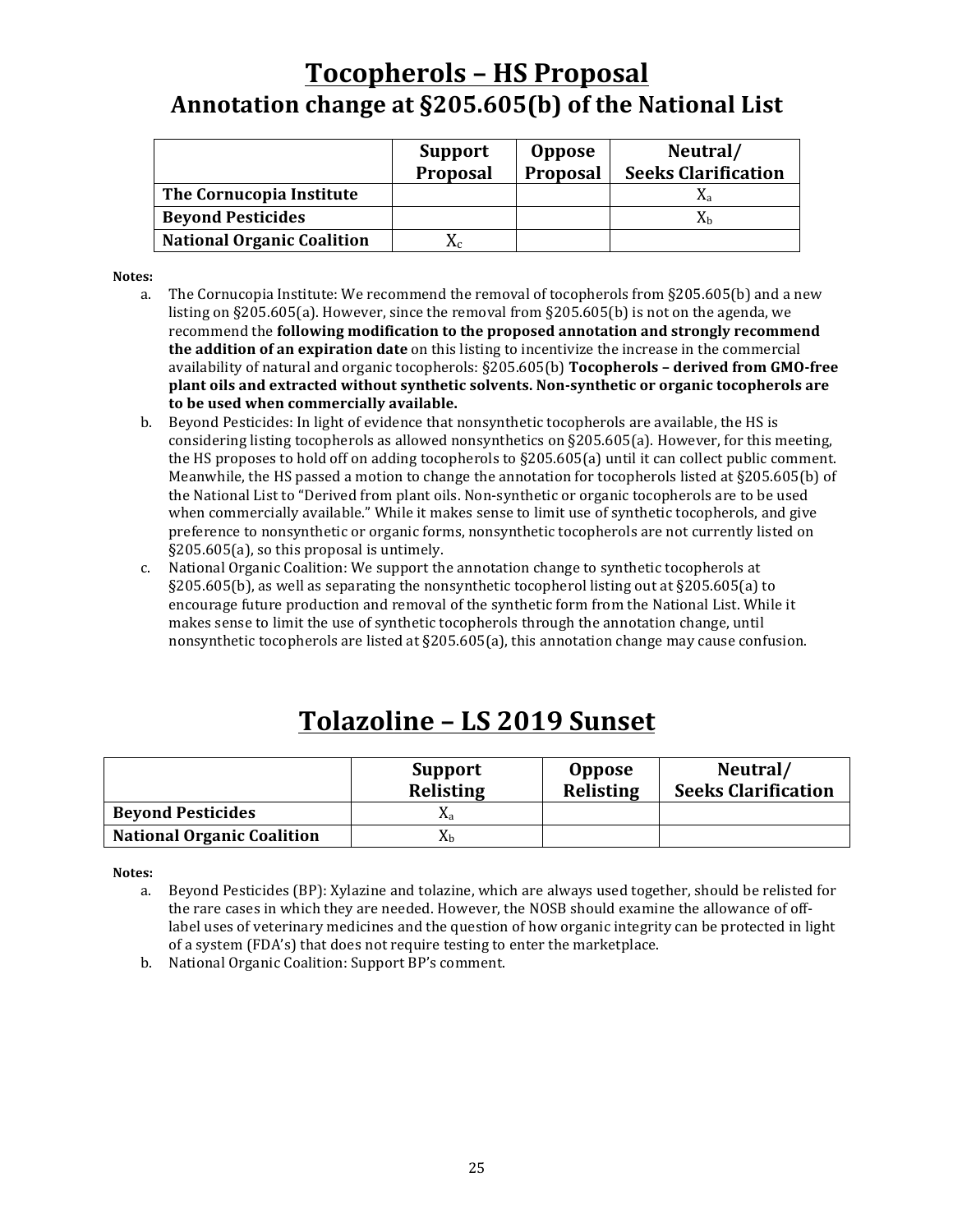# Tocopherols – HS Proposal

## Annotation change at §205.605(b) of the National List

| | Support Proposal | Oppose Proposal | Neutral/ Seeks Clarification |
|---|---|---|---|
| **The Cornucopia Institute** | | | $X_a$ |
| **Beyond Pesticides** | | | $X_b$ |
| **National Organic Coalition** | $X_c$ | | |

**Notes:**

a. The Cornucopia Institute: We recommend the removal of tocopherols from §205.605(b) and a new listing on §205.605(a). However, since the removal from §205.605(b) is not on the agenda, we recommend the **following modification to the proposed annotation and strongly recommend the addition of an expiration date** on this listing to incentivize the increase in the commercial availability of natural and organic tocopherols: §205.605(b) **Tocopherols – derived from GMO-free plant oils and extracted without synthetic solvents. Non-synthetic or organic tocopherols are to be used when commercially available.**

b. Beyond Pesticides: In light of evidence that nonsynthetic tocopherols are available, the HS is considering listing tocopherols as allowed nonsynthetics on §205.605(a). However, for this meeting, the HS proposes to hold off on adding tocopherols to §205.605(a) until it can collect public comment. Meanwhile, the HS passed a motion to change the annotation for tocopherols listed at §205.605(b) of the National List to "Derived from plant oils. Non-synthetic or organic tocopherols are to be used when commercially available." While it makes sense to limit use of synthetic tocopherols, and give preference to nonsynthetic or organic forms, nonsynthetic tocopherols are not currently listed on §205.605(a), so this proposal is untimely.

c. National Organic Coalition: We support the annotation change to synthetic tocopherols at §205.605(b), as well as separating the nonsynthetic tocopherol listing out at §205.605(a) to encourage future production and removal of the synthetic form from the National List. While it makes sense to limit the use of synthetic tocopherols through the annotation change, until nonsynthetic tocopherols are listed at §205.605(a), this annotation change may cause confusion.

# Tolazoline – LS 2019 Sunset

| | Support Relisting | Oppose Relisting | Neutral/ Seeks Clarification |
|---|---|---|---|
| **Beyond Pesticides** | $X_a$ | | |
| **National Organic Coalition** | $X_b$ | | |

**Notes:**

a. Beyond Pesticides (BP): Xylazine and tolazine, which are always used together, should be relisted for the rare cases in which they are needed. However, the NOSB should examine the allowance of off-label uses of veterinary medicines and the question of how organic integrity can be protected in light of a system (FDA's) that does not require testing to enter the marketplace.

b. National Organic Coalition: Support BP's comment.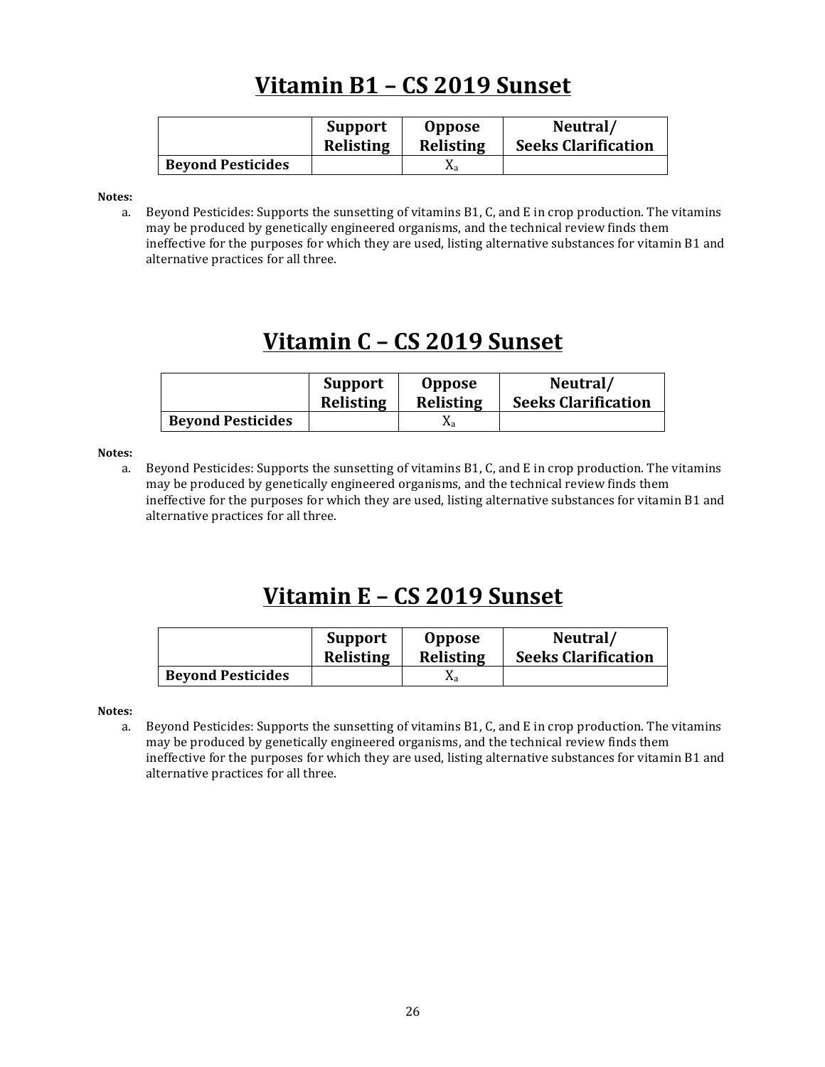# Vitamin B1 – CS 2019 Sunset

| | Support Relisting | Oppose Relisting | Neutral/ Seeks Clarification |
|---|---|---|---|
| **Beyond Pesticides** | | $X_a$ | |

**Notes:**

a. Beyond Pesticides: Supports the sunsetting of vitamins B1, C, and E in crop production. The vitamins may be produced by genetically engineered organisms, and the technical review finds them ineffective for the purposes for which they are used, listing alternative substances for vitamin B1 and alternative practices for all three.

# Vitamin C – CS 2019 Sunset

| | Support Relisting | Oppose Relisting | Neutral/ Seeks Clarification |
|---|---|---|---|
| **Beyond Pesticides** | | $X_a$ | |

**Notes:**

a. Beyond Pesticides: Supports the sunsetting of vitamins B1, C, and E in crop production. The vitamins may be produced by genetically engineered organisms, and the technical review finds them ineffective for the purposes for which they are used, listing alternative substances for vitamin B1 and alternative practices for all three.

# Vitamin E – CS 2019 Sunset

| | Support Relisting | Oppose Relisting | Neutral/ Seeks Clarification |
|---|---|---|---|
| **Beyond Pesticides** | | $X_a$ | |

**Notes:**

a. Beyond Pesticides: Supports the sunsetting of vitamins B1, C, and E in crop production. The vitamins may be produced by genetically engineered organisms, and the technical review finds them ineffective for the purposes for which they are used, listing alternative substances for vitamin B1 and alternative practices for all three.